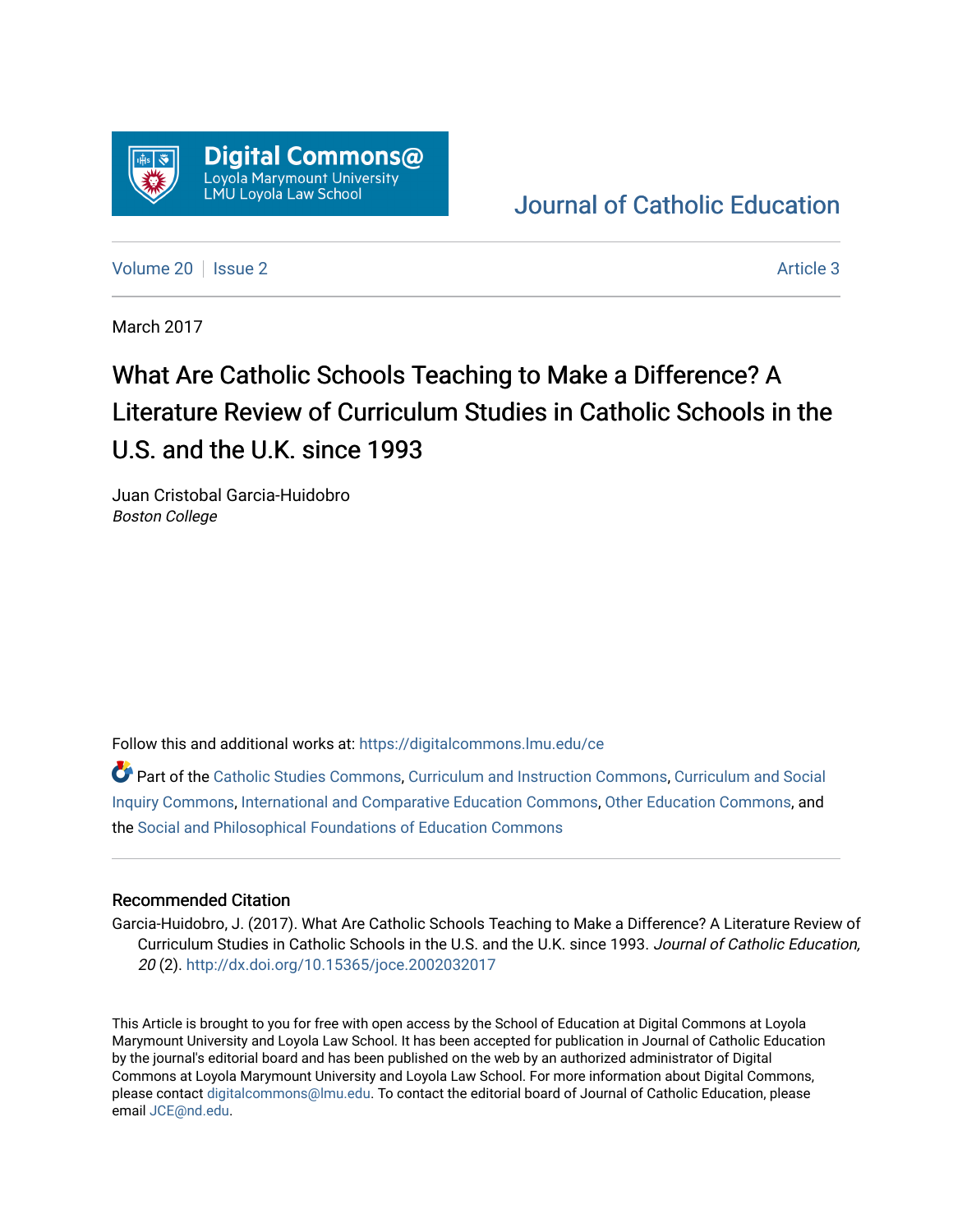Digital Commons@ Loyola Marymount University LMU Loyola Law School

Journal of Catholic Education

Volume 20 | Issue 2 — Article 3

March 2017

# What Are Catholic Schools Teaching to Make a Difference? A Literature Review of Curriculum Studies in Catholic Schools in the U.S. and the U.K. since 1993

Juan Cristobal Garcia-Huidobro
*Boston College*

Follow this and additional works at: https://digitalcommons.lmu.edu/ce

Part of the Catholic Studies Commons, Curriculum and Instruction Commons, Curriculum and Social Inquiry Commons, International and Comparative Education Commons, Other Education Commons, and the Social and Philosophical Foundations of Education Commons

## Recommended Citation

Garcia-Huidobro, J. (2017). What Are Catholic Schools Teaching to Make a Difference? A Literature Review of Curriculum Studies in Catholic Schools in the U.S. and the U.K. since 1993. *Journal of Catholic Education, 20* (2). http://dx.doi.org/10.15365/joce.2002032017

This Article is brought to you for free with open access by the School of Education at Digital Commons at Loyola Marymount University and Loyola Law School. It has been accepted for publication in Journal of Catholic Education by the journal's editorial board and has been published on the web by an authorized administrator of Digital Commons at Loyola Marymount University and Loyola Law School. For more information about Digital Commons, please contact digitalcommons@lmu.edu. To contact the editorial board of Journal of Catholic Education, please email JCE@nd.edu.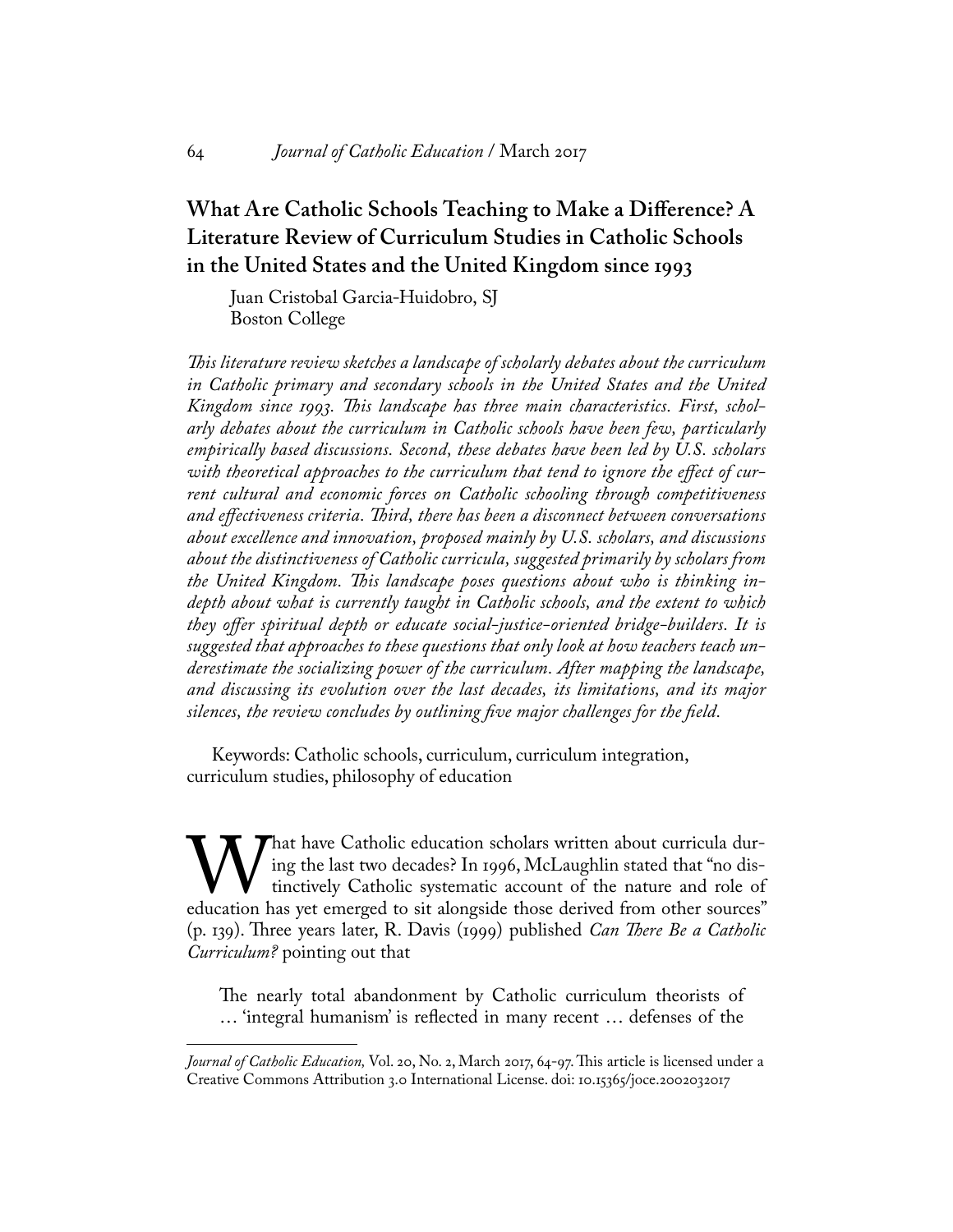# What Are Catholic Schools Teaching to Make a Difference? A Literature Review of Curriculum Studies in Catholic Schools in the United States and the United Kingdom since 1993

Juan Cristobal Garcia-Huidobro, SJ
Boston College

*This literature review sketches a landscape of scholarly debates about the curriculum in Catholic primary and secondary schools in the United States and the United Kingdom since 1993. This landscape has three main characteristics. First, scholarly debates about the curriculum in Catholic schools have been few, particularly empirically based discussions. Second, these debates have been led by U.S. scholars with theoretical approaches to the curriculum that tend to ignore the effect of current cultural and economic forces on Catholic schooling through competitiveness and effectiveness criteria. Third, there has been a disconnect between conversations about excellence and innovation, proposed mainly by U.S. scholars, and discussions about the distinctiveness of Catholic curricula, suggested primarily by scholars from the United Kingdom. This landscape poses questions about who is thinking in-depth about what is currently taught in Catholic schools, and the extent to which they offer spiritual depth or educate social-justice-oriented bridge-builders. It is suggested that approaches to these questions that only look at how teachers teach underestimate the socializing power of the curriculum. After mapping the landscape, and discussing its evolution over the last decades, its limitations, and its major silences, the review concludes by outlining five major challenges for the field.*

Keywords: Catholic schools, curriculum, curriculum integration, curriculum studies, philosophy of education

What have Catholic education scholars written about curricula during the last two decades? In 1996, McLaughlin stated that "no distinctively Catholic systematic account of the nature and role of education has yet emerged to sit alongside those derived from other sources" (p. 139). Three years later, R. Davis (1999) published *Can There Be a Catholic Curriculum?* pointing out that

> The nearly total abandonment by Catholic curriculum theorists of … 'integral humanism' is reflected in many recent … defenses of the

*Journal of Catholic Education,* Vol. 20, No. 2, March 2017, 64-97. This article is licensed under a Creative Commons Attribution 3.0 International License. doi: 10.15365/joce.2002032017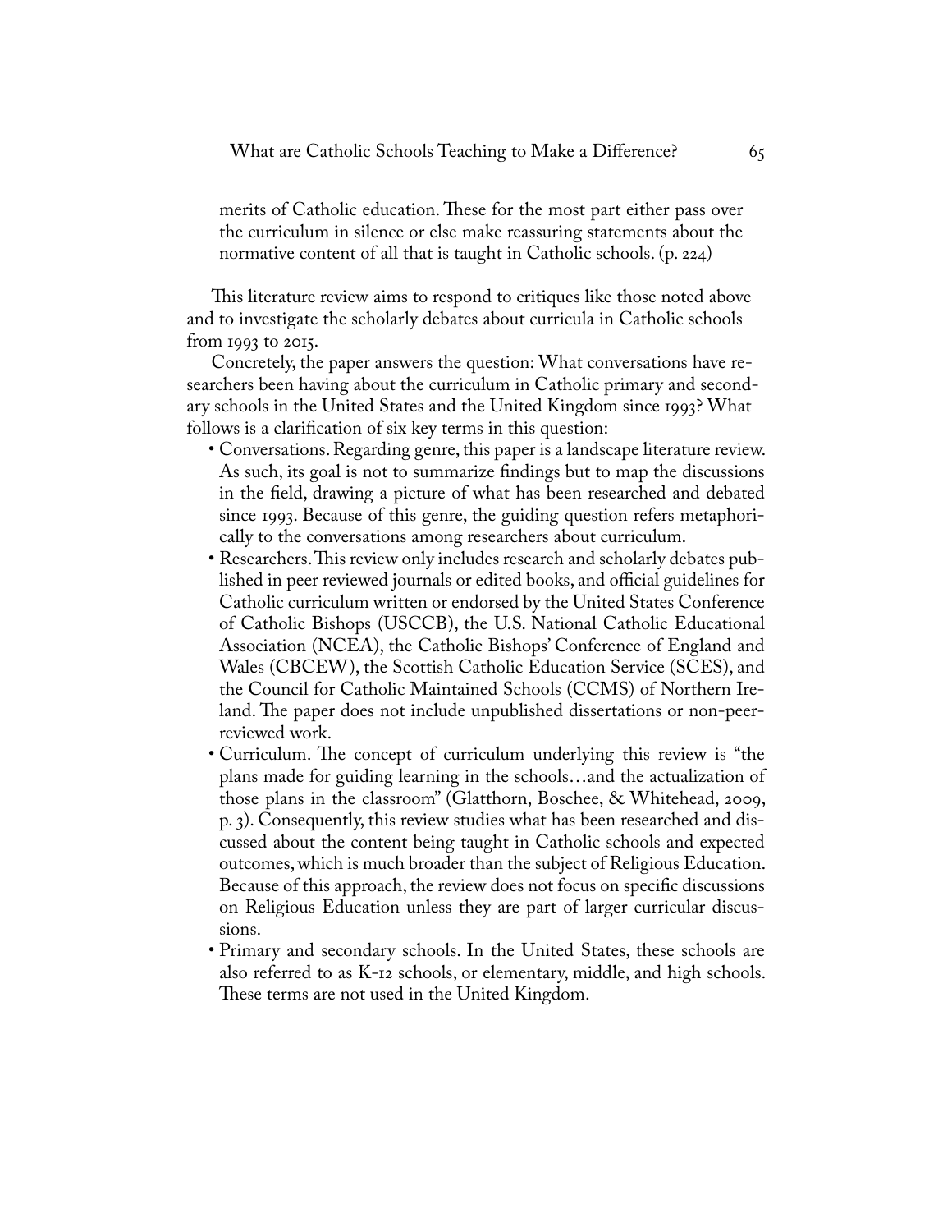> merits of Catholic education. These for the most part either pass over the curriculum in silence or else make reassuring statements about the normative content of all that is taught in Catholic schools. (p. 224)

This literature review aims to respond to critiques like those noted above and to investigate the scholarly debates about curricula in Catholic schools from 1993 to 2015.

Concretely, the paper answers the question: What conversations have researchers been having about the curriculum in Catholic primary and secondary schools in the United States and the United Kingdom since 1993? What follows is a clarification of six key terms in this question:

- Conversations. Regarding genre, this paper is a landscape literature review. As such, its goal is not to summarize findings but to map the discussions in the field, drawing a picture of what has been researched and debated since 1993. Because of this genre, the guiding question refers metaphorically to the conversations among researchers about curriculum.
- Researchers. This review only includes research and scholarly debates published in peer reviewed journals or edited books, and official guidelines for Catholic curriculum written or endorsed by the United States Conference of Catholic Bishops (USCCB), the U.S. National Catholic Educational Association (NCEA), the Catholic Bishops' Conference of England and Wales (CBCEW), the Scottish Catholic Education Service (SCES), and the Council for Catholic Maintained Schools (CCMS) of Northern Ireland. The paper does not include unpublished dissertations or non-peer-reviewed work.
- Curriculum. The concept of curriculum underlying this review is "the plans made for guiding learning in the schools…and the actualization of those plans in the classroom" (Glatthorn, Boschee, & Whitehead, 2009, p. 3). Consequently, this review studies what has been researched and discussed about the content being taught in Catholic schools and expected outcomes, which is much broader than the subject of Religious Education. Because of this approach, the review does not focus on specific discussions on Religious Education unless they are part of larger curricular discussions.
- Primary and secondary schools. In the United States, these schools are also referred to as K-12 schools, or elementary, middle, and high schools. These terms are not used in the United Kingdom.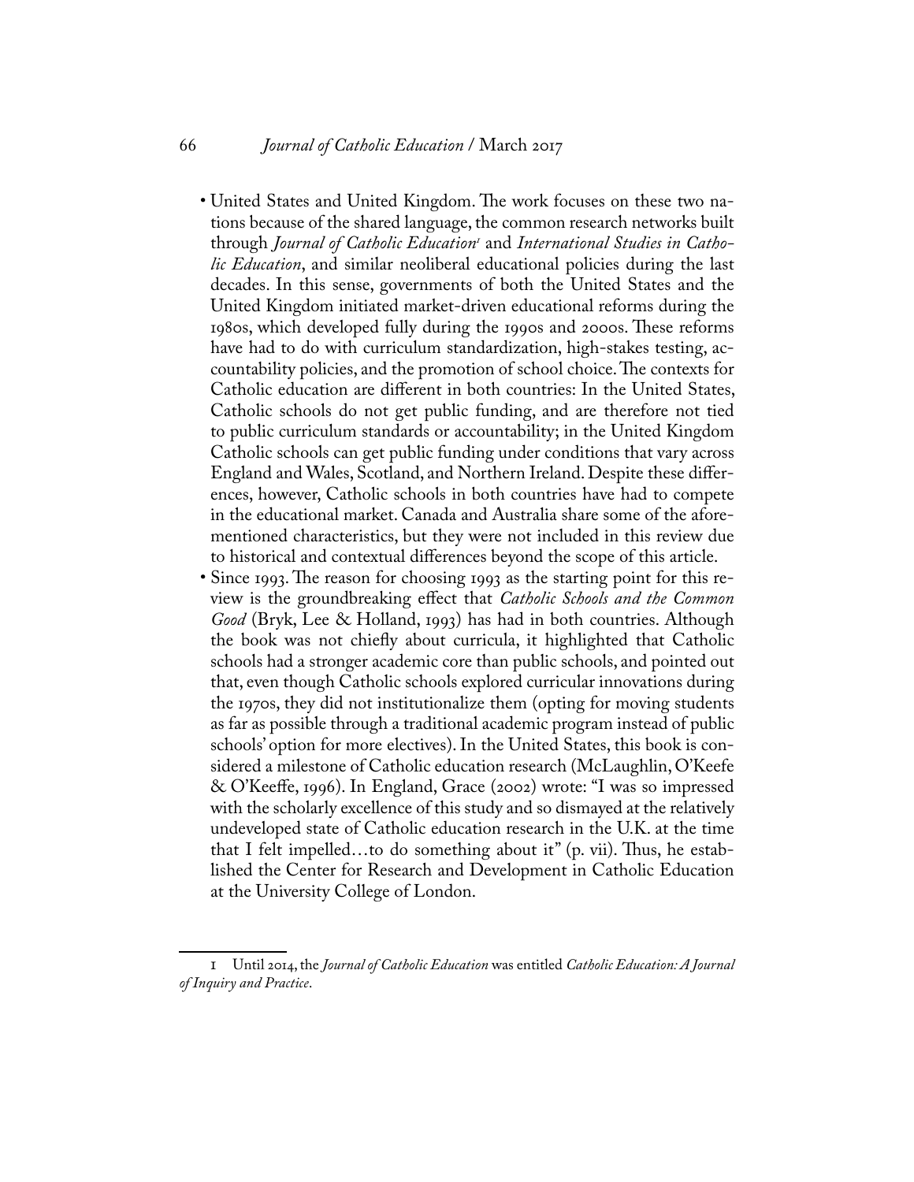- United States and United Kingdom. The work focuses on these two nations because of the shared language, the common research networks built through *Journal of Catholic Education*[1] and *International Studies in Catholic Education*, and similar neoliberal educational policies during the last decades. In this sense, governments of both the United States and the United Kingdom initiated market-driven educational reforms during the 1980s, which developed fully during the 1990s and 2000s. These reforms have had to do with curriculum standardization, high-stakes testing, accountability policies, and the promotion of school choice. The contexts for Catholic education are different in both countries: In the United States, Catholic schools do not get public funding, and are therefore not tied to public curriculum standards or accountability; in the United Kingdom Catholic schools can get public funding under conditions that vary across England and Wales, Scotland, and Northern Ireland. Despite these differences, however, Catholic schools in both countries have had to compete in the educational market. Canada and Australia share some of the aforementioned characteristics, but they were not included in this review due to historical and contextual differences beyond the scope of this article.
- Since 1993. The reason for choosing 1993 as the starting point for this review is the groundbreaking effect that *Catholic Schools and the Common Good* (Bryk, Lee & Holland, 1993) has had in both countries. Although the book was not chiefly about curricula, it highlighted that Catholic schools had a stronger academic core than public schools, and pointed out that, even though Catholic schools explored curricular innovations during the 1970s, they did not institutionalize them (opting for moving students as far as possible through a traditional academic program instead of public schools' option for more electives). In the United States, this book is considered a milestone of Catholic education research (McLaughlin, O'Keefe & O'Keeffe, 1996). In England, Grace (2002) wrote: "I was so impressed with the scholarly excellence of this study and so dismayed at the relatively undeveloped state of Catholic education research in the U.K. at the time that I felt impelled…to do something about it" (p. vii). Thus, he established the Center for Research and Development in Catholic Education at the University College of London.

1 Until 2014, the *Journal of Catholic Education* was entitled *Catholic Education: A Journal of Inquiry and Practice*.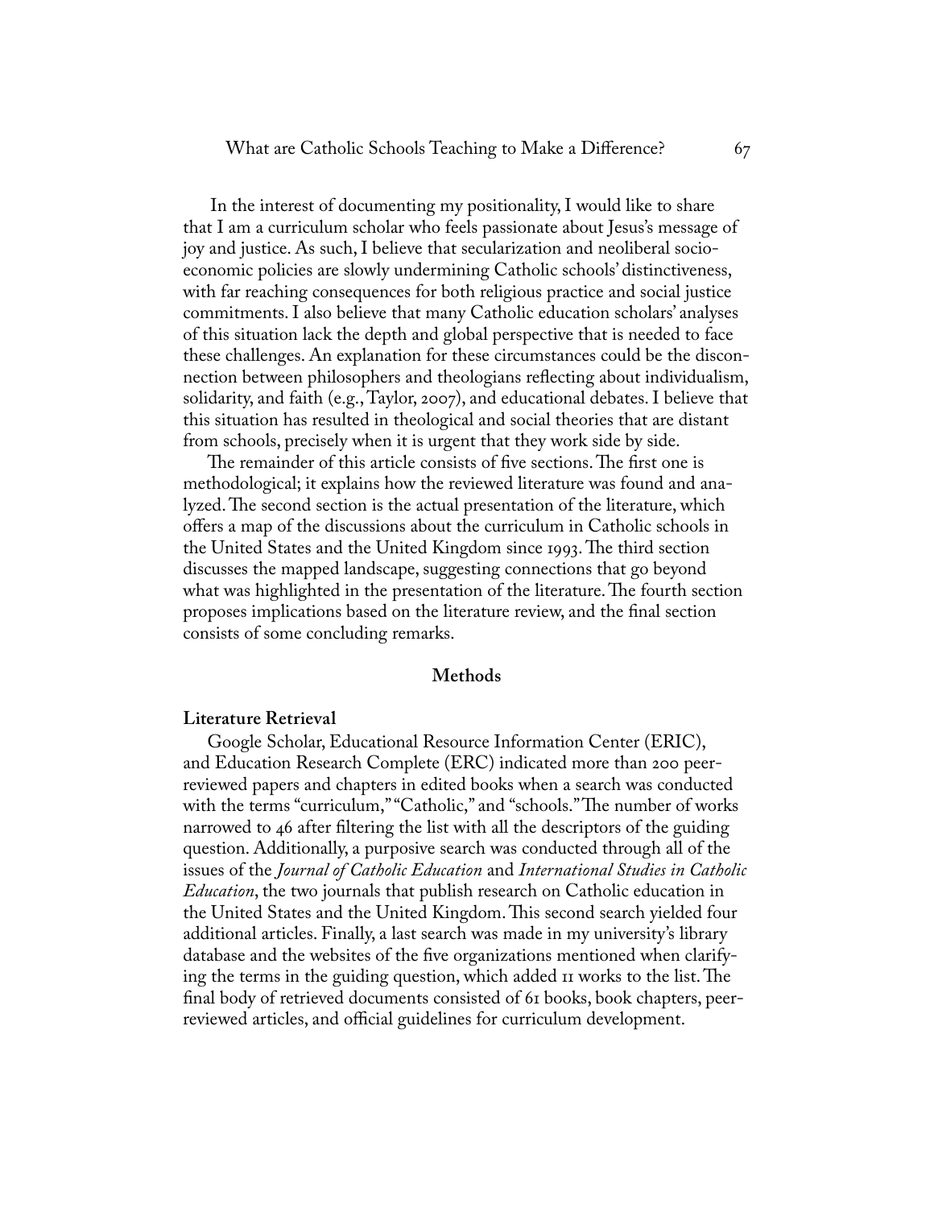In the interest of documenting my positionality, I would like to share that I am a curriculum scholar who feels passionate about Jesus's message of joy and justice. As such, I believe that secularization and neoliberal socioeconomic policies are slowly undermining Catholic schools' distinctiveness, with far reaching consequences for both religious practice and social justice commitments. I also believe that many Catholic education scholars' analyses of this situation lack the depth and global perspective that is needed to face these challenges. An explanation for these circumstances could be the disconnection between philosophers and theologians reflecting about individualism, solidarity, and faith (e.g., Taylor, 2007), and educational debates. I believe that this situation has resulted in theological and social theories that are distant from schools, precisely when it is urgent that they work side by side.

The remainder of this article consists of five sections. The first one is methodological; it explains how the reviewed literature was found and analyzed. The second section is the actual presentation of the literature, which offers a map of the discussions about the curriculum in Catholic schools in the United States and the United Kingdom since 1993. The third section discusses the mapped landscape, suggesting connections that go beyond what was highlighted in the presentation of the literature. The fourth section proposes implications based on the literature review, and the final section consists of some concluding remarks.

## Methods

### Literature Retrieval

Google Scholar, Educational Resource Information Center (ERIC), and Education Research Complete (ERC) indicated more than 200 peer-reviewed papers and chapters in edited books when a search was conducted with the terms "curriculum," "Catholic," and "schools." The number of works narrowed to 46 after filtering the list with all the descriptors of the guiding question. Additionally, a purposive search was conducted through all of the issues of the *Journal of Catholic Education* and *International Studies in Catholic Education*, the two journals that publish research on Catholic education in the United States and the United Kingdom. This second search yielded four additional articles. Finally, a last search was made in my university's library database and the websites of the five organizations mentioned when clarifying the terms in the guiding question, which added 11 works to the list. The final body of retrieved documents consisted of 61 books, book chapters, peer-reviewed articles, and official guidelines for curriculum development.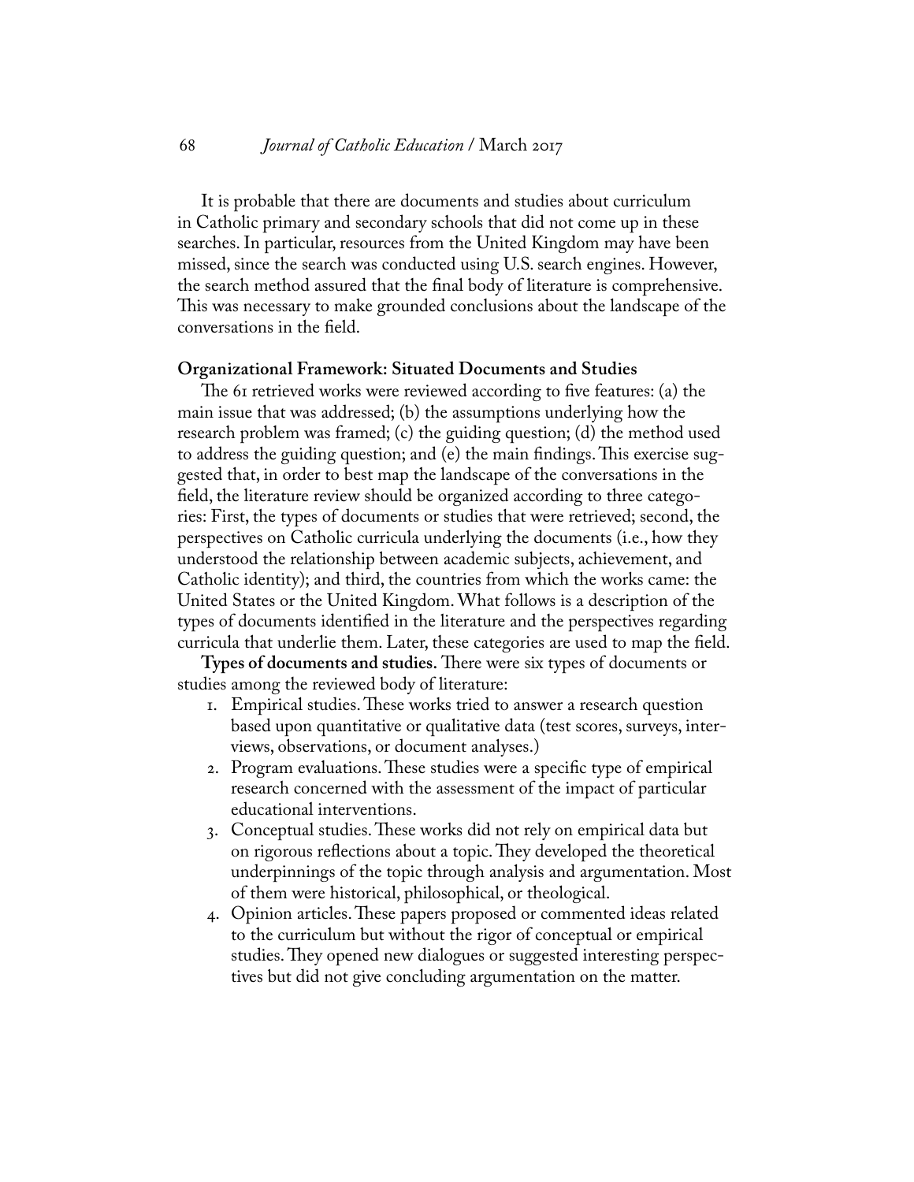It is probable that there are documents and studies about curriculum in Catholic primary and secondary schools that did not come up in these searches. In particular, resources from the United Kingdom may have been missed, since the search was conducted using U.S. search engines. However, the search method assured that the final body of literature is comprehensive. This was necessary to make grounded conclusions about the landscape of the conversations in the field.

## Organizational Framework: Situated Documents and Studies

The 61 retrieved works were reviewed according to five features: (a) the main issue that was addressed; (b) the assumptions underlying how the research problem was framed; (c) the guiding question; (d) the method used to address the guiding question; and (e) the main findings. This exercise suggested that, in order to best map the landscape of the conversations in the field, the literature review should be organized according to three categories: First, the types of documents or studies that were retrieved; second, the perspectives on Catholic curricula underlying the documents (i.e., how they understood the relationship between academic subjects, achievement, and Catholic identity); and third, the countries from which the works came: the United States or the United Kingdom. What follows is a description of the types of documents identified in the literature and the perspectives regarding curricula that underlie them. Later, these categories are used to map the field.

**Types of documents and studies.** There were six types of documents or studies among the reviewed body of literature:

1. Empirical studies. These works tried to answer a research question based upon quantitative or qualitative data (test scores, surveys, interviews, observations, or document analyses.)
2. Program evaluations. These studies were a specific type of empirical research concerned with the assessment of the impact of particular educational interventions.
3. Conceptual studies. These works did not rely on empirical data but on rigorous reflections about a topic. They developed the theoretical underpinnings of the topic through analysis and argumentation. Most of them were historical, philosophical, or theological.
4. Opinion articles. These papers proposed or commented ideas related to the curriculum but without the rigor of conceptual or empirical studies. They opened new dialogues or suggested interesting perspectives but did not give concluding argumentation on the matter.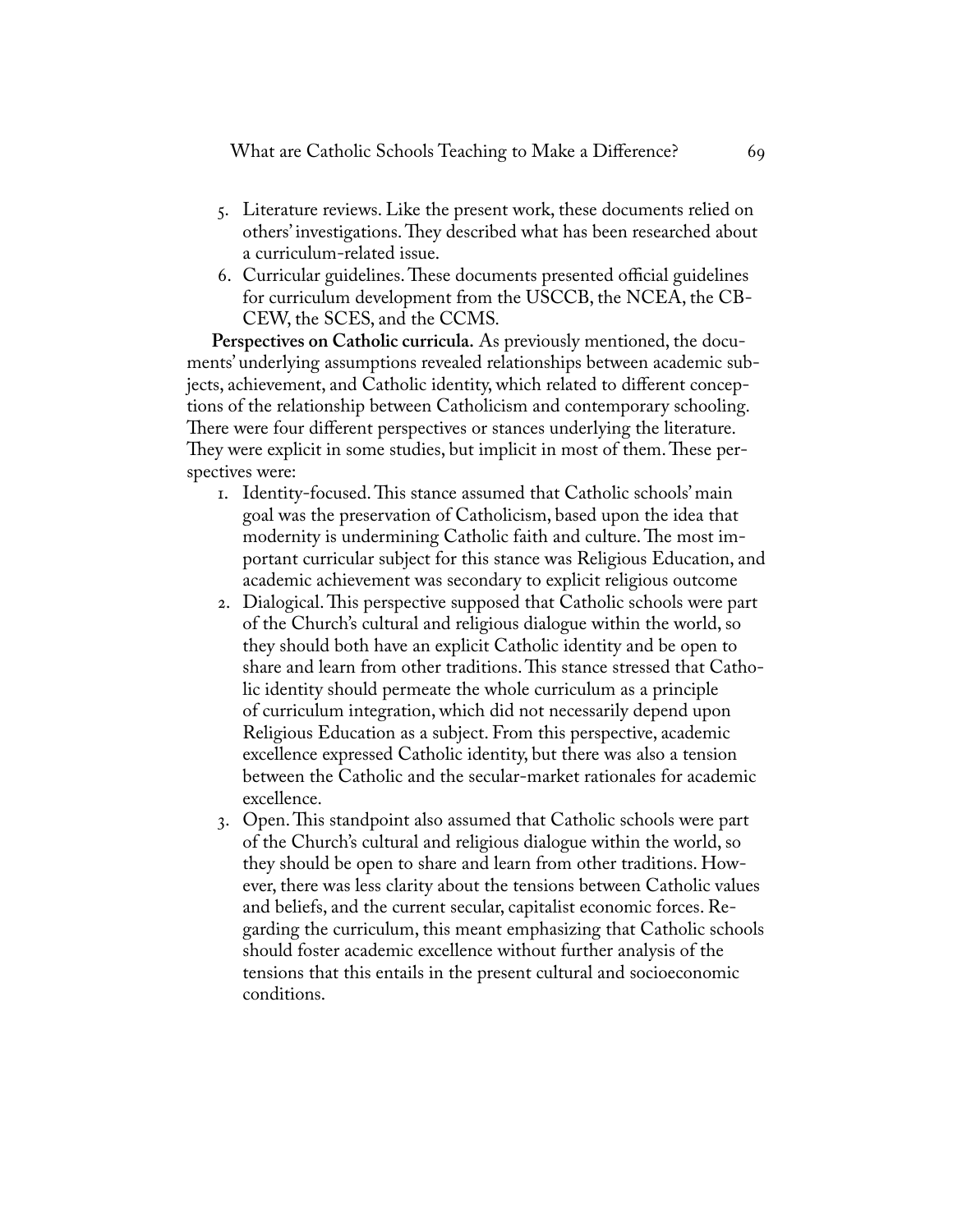5. Literature reviews. Like the present work, these documents relied on others' investigations. They described what has been researched about a curriculum-related issue.
6. Curricular guidelines. These documents presented official guidelines for curriculum development from the USCCB, the NCEA, the CBCEW, the SCES, and the CCMS.

**Perspectives on Catholic curricula.** As previously mentioned, the documents' underlying assumptions revealed relationships between academic subjects, achievement, and Catholic identity, which related to different conceptions of the relationship between Catholicism and contemporary schooling. There were four different perspectives or stances underlying the literature. They were explicit in some studies, but implicit in most of them. These perspectives were:

1. Identity-focused. This stance assumed that Catholic schools' main goal was the preservation of Catholicism, based upon the idea that modernity is undermining Catholic faith and culture. The most important curricular subject for this stance was Religious Education, and academic achievement was secondary to explicit religious outcome
2. Dialogical. This perspective supposed that Catholic schools were part of the Church's cultural and religious dialogue within the world, so they should both have an explicit Catholic identity and be open to share and learn from other traditions. This stance stressed that Catholic identity should permeate the whole curriculum as a principle of curriculum integration, which did not necessarily depend upon Religious Education as a subject. From this perspective, academic excellence expressed Catholic identity, but there was also a tension between the Catholic and the secular-market rationales for academic excellence.
3. Open. This standpoint also assumed that Catholic schools were part of the Church's cultural and religious dialogue within the world, so they should be open to share and learn from other traditions. However, there was less clarity about the tensions between Catholic values and beliefs, and the current secular, capitalist economic forces. Regarding the curriculum, this meant emphasizing that Catholic schools should foster academic excellence without further analysis of the tensions that this entails in the present cultural and socioeconomic conditions.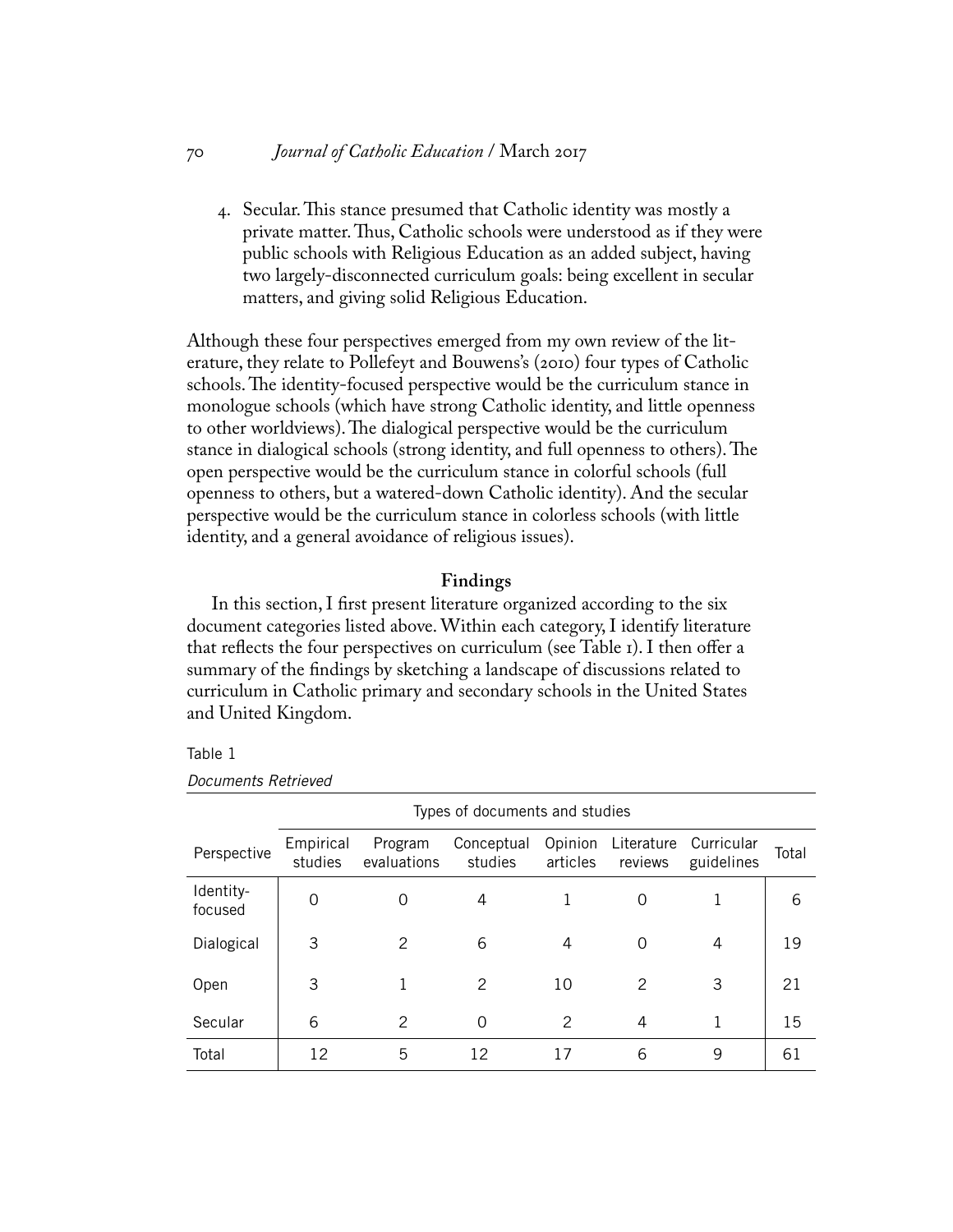4. Secular. This stance presumed that Catholic identity was mostly a private matter. Thus, Catholic schools were understood as if they were public schools with Religious Education as an added subject, having two largely-disconnected curriculum goals: being excellent in secular matters, and giving solid Religious Education.

Although these four perspectives emerged from my own review of the literature, they relate to Pollefeyt and Bouwens's (2010) four types of Catholic schools. The identity-focused perspective would be the curriculum stance in monologue schools (which have strong Catholic identity, and little openness to other worldviews). The dialogical perspective would be the curriculum stance in dialogical schools (strong identity, and full openness to others). The open perspective would be the curriculum stance in colorful schools (full openness to others, but a watered-down Catholic identity). And the secular perspective would be the curriculum stance in colorless schools (with little identity, and a general avoidance of religious issues).

## Findings

In this section, I first present literature organized according to the six document categories listed above. Within each category, I identify literature that reflects the four perspectives on curriculum (see Table 1). I then offer a summary of the findings by sketching a landscape of discussions related to curriculum in Catholic primary and secondary schools in the United States and United Kingdom.

Table 1

*Documents Retrieved*

| | Types of documents and studies | | | | | | |
|---|---|---|---|---|---|---|---|
| Perspective | Empirical studies | Program evaluations | Conceptual studies | Opinion articles | Literature reviews | Curricular guidelines | Total |
| Identity-focused | 0 | 0 | 4 | 1 | 0 | 1 | 6 |
| Dialogical | 3 | 2 | 6 | 4 | 0 | 4 | 19 |
| Open | 3 | 1 | 2 | 10 | 2 | 3 | 21 |
| Secular | 6 | 2 | 0 | 2 | 4 | 1 | 15 |
| Total | 12 | 5 | 12 | 17 | 6 | 9 | 61 |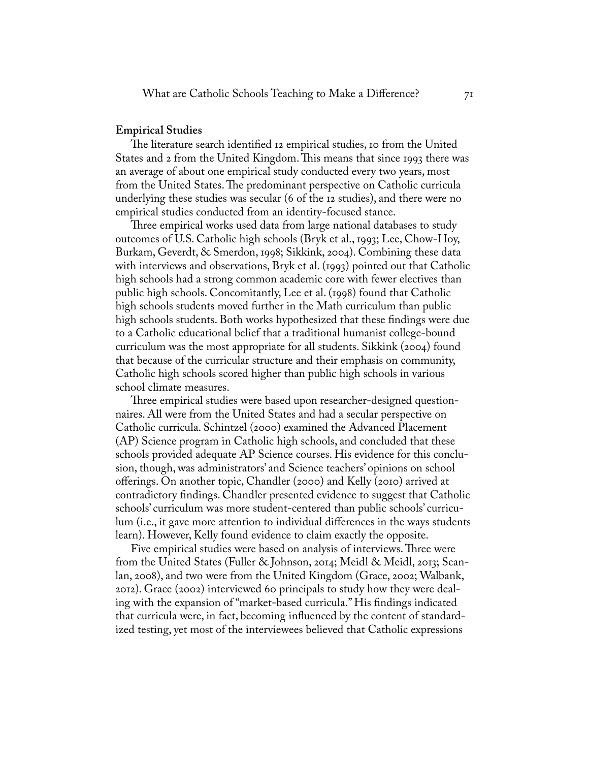**Empirical Studies**

The literature search identified 12 empirical studies, 10 from the United States and 2 from the United Kingdom. This means that since 1993 there was an average of about one empirical study conducted every two years, most from the United States. The predominant perspective on Catholic curricula underlying these studies was secular (6 of the 12 studies), and there were no empirical studies conducted from an identity-focused stance.

Three empirical works used data from large national databases to study outcomes of U.S. Catholic high schools (Bryk et al., 1993; Lee, Chow-Hoy, Burkam, Geverdt, & Smerdon, 1998; Sikkink, 2004). Combining these data with interviews and observations, Bryk et al. (1993) pointed out that Catholic high schools had a strong common academic core with fewer electives than public high schools. Concomitantly, Lee et al. (1998) found that Catholic high schools students moved further in the Math curriculum than public high schools students. Both works hypothesized that these findings were due to a Catholic educational belief that a traditional humanist college-bound curriculum was the most appropriate for all students. Sikkink (2004) found that because of the curricular structure and their emphasis on community, Catholic high schools scored higher than public high schools in various school climate measures.

Three empirical studies were based upon researcher-designed questionnaires. All were from the United States and had a secular perspective on Catholic curricula. Schintzel (2000) examined the Advanced Placement (AP) Science program in Catholic high schools, and concluded that these schools provided adequate AP Science courses. His evidence for this conclusion, though, was administrators' and Science teachers' opinions on school offerings. On another topic, Chandler (2000) and Kelly (2010) arrived at contradictory findings. Chandler presented evidence to suggest that Catholic schools' curriculum was more student-centered than public schools' curriculum (i.e., it gave more attention to individual differences in the ways students learn). However, Kelly found evidence to claim exactly the opposite.

Five empirical studies were based on analysis of interviews. Three were from the United States (Fuller & Johnson, 2014; Meidl & Meidl, 2013; Scanlan, 2008), and two were from the United Kingdom (Grace, 2002; Walbank, 2012). Grace (2002) interviewed 60 principals to study how they were dealing with the expansion of "market-based curricula." His findings indicated that curricula were, in fact, becoming influenced by the content of standardized testing, yet most of the interviewees believed that Catholic expressions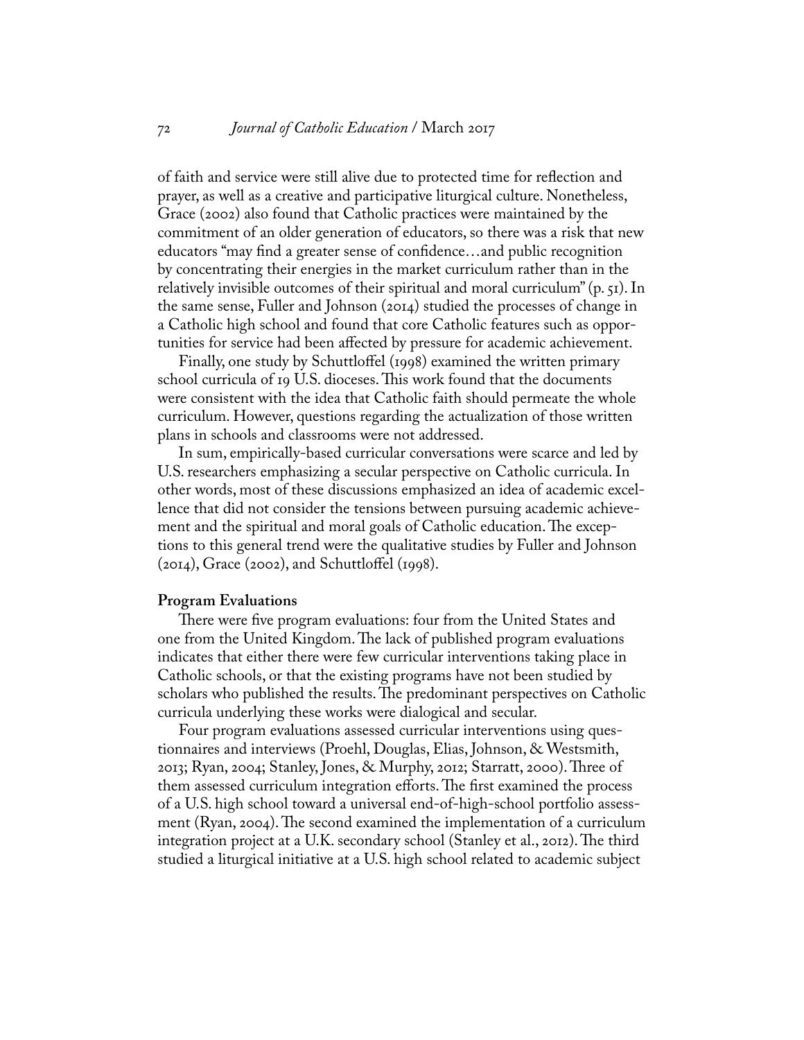of faith and service were still alive due to protected time for reflection and prayer, as well as a creative and participative liturgical culture. Nonetheless, Grace (2002) also found that Catholic practices were maintained by the commitment of an older generation of educators, so there was a risk that new educators "may find a greater sense of confidence…and public recognition by concentrating their energies in the market curriculum rather than in the relatively invisible outcomes of their spiritual and moral curriculum" (p. 51). In the same sense, Fuller and Johnson (2014) studied the processes of change in a Catholic high school and found that core Catholic features such as opportunities for service had been affected by pressure for academic achievement.

Finally, one study by Schuttloffel (1998) examined the written primary school curricula of 19 U.S. dioceses. This work found that the documents were consistent with the idea that Catholic faith should permeate the whole curriculum. However, questions regarding the actualization of those written plans in schools and classrooms were not addressed.

In sum, empirically-based curricular conversations were scarce and led by U.S. researchers emphasizing a secular perspective on Catholic curricula. In other words, most of these discussions emphasized an idea of academic excellence that did not consider the tensions between pursuing academic achievement and the spiritual and moral goals of Catholic education. The exceptions to this general trend were the qualitative studies by Fuller and Johnson (2014), Grace (2002), and Schuttloffel (1998).

**Program Evaluations**

There were five program evaluations: four from the United States and one from the United Kingdom. The lack of published program evaluations indicates that either there were few curricular interventions taking place in Catholic schools, or that the existing programs have not been studied by scholars who published the results. The predominant perspectives on Catholic curricula underlying these works were dialogical and secular.

Four program evaluations assessed curricular interventions using questionnaires and interviews (Proehl, Douglas, Elias, Johnson, & Westsmith, 2013; Ryan, 2004; Stanley, Jones, & Murphy, 2012; Starratt, 2000). Three of them assessed curriculum integration efforts. The first examined the process of a U.S. high school toward a universal end-of-high-school portfolio assessment (Ryan, 2004). The second examined the implementation of a curriculum integration project at a U.K. secondary school (Stanley et al., 2012). The third studied a liturgical initiative at a U.S. high school related to academic subject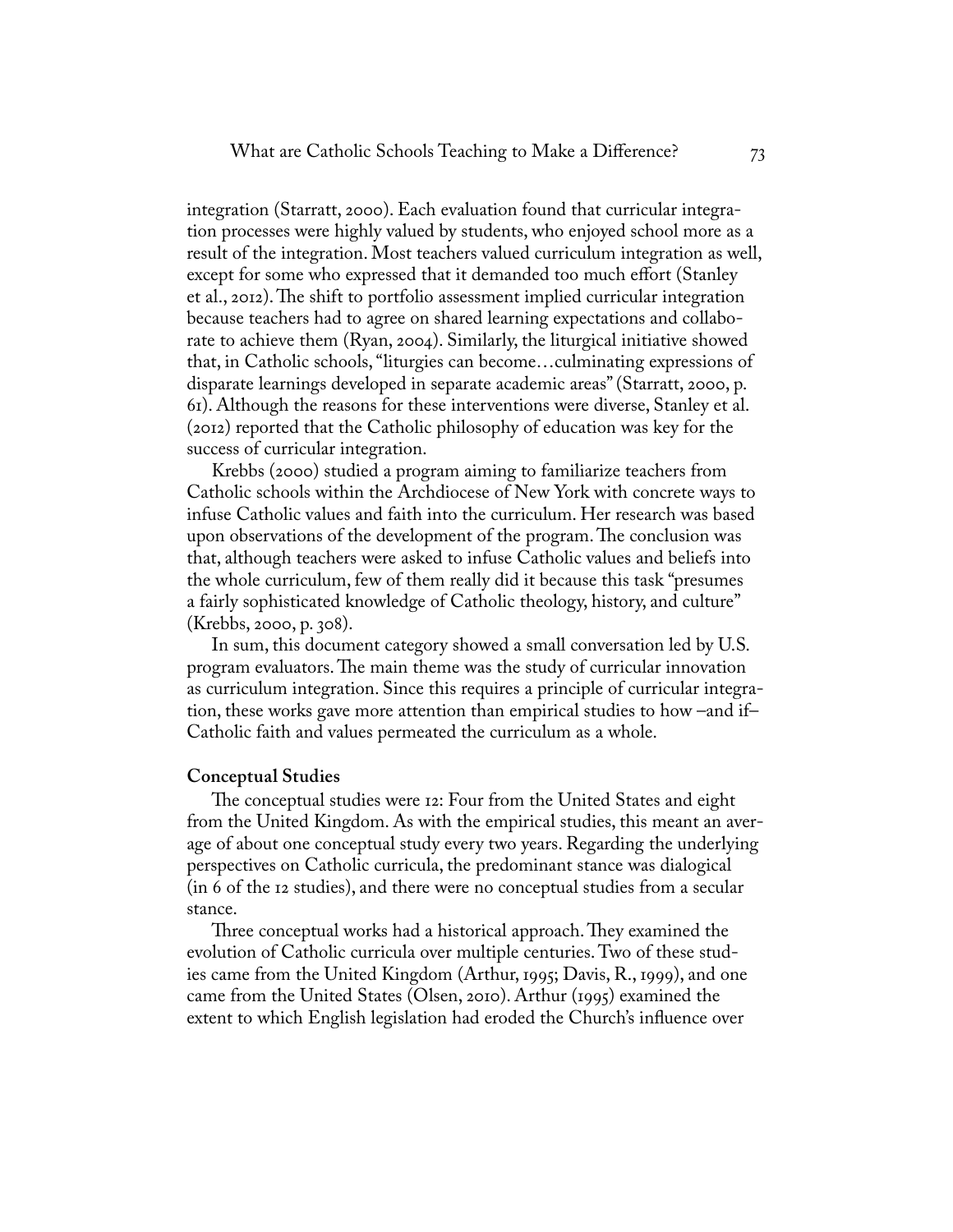integration (Starratt, 2000). Each evaluation found that curricular integration processes were highly valued by students, who enjoyed school more as a result of the integration. Most teachers valued curriculum integration as well, except for some who expressed that it demanded too much effort (Stanley et al., 2012). The shift to portfolio assessment implied curricular integration because teachers had to agree on shared learning expectations and collaborate to achieve them (Ryan, 2004). Similarly, the liturgical initiative showed that, in Catholic schools, "liturgies can become…culminating expressions of disparate learnings developed in separate academic areas" (Starratt, 2000, p. 61). Although the reasons for these interventions were diverse, Stanley et al. (2012) reported that the Catholic philosophy of education was key for the success of curricular integration.

Krebbs (2000) studied a program aiming to familiarize teachers from Catholic schools within the Archdiocese of New York with concrete ways to infuse Catholic values and faith into the curriculum. Her research was based upon observations of the development of the program. The conclusion was that, although teachers were asked to infuse Catholic values and beliefs into the whole curriculum, few of them really did it because this task "presumes a fairly sophisticated knowledge of Catholic theology, history, and culture" (Krebbs, 2000, p. 308).

In sum, this document category showed a small conversation led by U.S. program evaluators. The main theme was the study of curricular innovation as curriculum integration. Since this requires a principle of curricular integration, these works gave more attention than empirical studies to how –and if– Catholic faith and values permeated the curriculum as a whole.

**Conceptual Studies**

The conceptual studies were 12: Four from the United States and eight from the United Kingdom. As with the empirical studies, this meant an average of about one conceptual study every two years. Regarding the underlying perspectives on Catholic curricula, the predominant stance was dialogical (in 6 of the 12 studies), and there were no conceptual studies from a secular stance.

Three conceptual works had a historical approach. They examined the evolution of Catholic curricula over multiple centuries. Two of these studies came from the United Kingdom (Arthur, 1995; Davis, R., 1999), and one came from the United States (Olsen, 2010). Arthur (1995) examined the extent to which English legislation had eroded the Church's influence over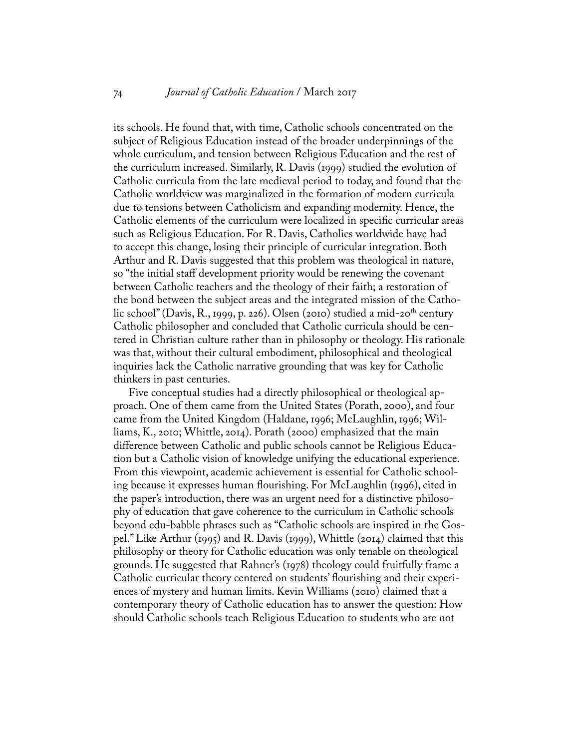its schools. He found that, with time, Catholic schools concentrated on the subject of Religious Education instead of the broader underpinnings of the whole curriculum, and tension between Religious Education and the rest of the curriculum increased. Similarly, R. Davis (1999) studied the evolution of Catholic curricula from the late medieval period to today, and found that the Catholic worldview was marginalized in the formation of modern curricula due to tensions between Catholicism and expanding modernity. Hence, the Catholic elements of the curriculum were localized in specific curricular areas such as Religious Education. For R. Davis, Catholics worldwide have had to accept this change, losing their principle of curricular integration. Both Arthur and R. Davis suggested that this problem was theological in nature, so "the initial staff development priority would be renewing the covenant between Catholic teachers and the theology of their faith; a restoration of the bond between the subject areas and the integrated mission of the Catholic school" (Davis, R., 1999, p. 226). Olsen (2010) studied a mid-20th century Catholic philosopher and concluded that Catholic curricula should be centered in Christian culture rather than in philosophy or theology. His rationale was that, without their cultural embodiment, philosophical and theological inquiries lack the Catholic narrative grounding that was key for Catholic thinkers in past centuries.

Five conceptual studies had a directly philosophical or theological approach. One of them came from the United States (Porath, 2000), and four came from the United Kingdom (Haldane, 1996; McLaughlin, 1996; Williams, K., 2010; Whittle, 2014). Porath (2000) emphasized that the main difference between Catholic and public schools cannot be Religious Education but a Catholic vision of knowledge unifying the educational experience. From this viewpoint, academic achievement is essential for Catholic schooling because it expresses human flourishing. For McLaughlin (1996), cited in the paper's introduction, there was an urgent need for a distinctive philosophy of education that gave coherence to the curriculum in Catholic schools beyond edu-babble phrases such as "Catholic schools are inspired in the Gospel." Like Arthur (1995) and R. Davis (1999), Whittle (2014) claimed that this philosophy or theory for Catholic education was only tenable on theological grounds. He suggested that Rahner's (1978) theology could fruitfully frame a Catholic curricular theory centered on students' flourishing and their experiences of mystery and human limits. Kevin Williams (2010) claimed that a contemporary theory of Catholic education has to answer the question: How should Catholic schools teach Religious Education to students who are not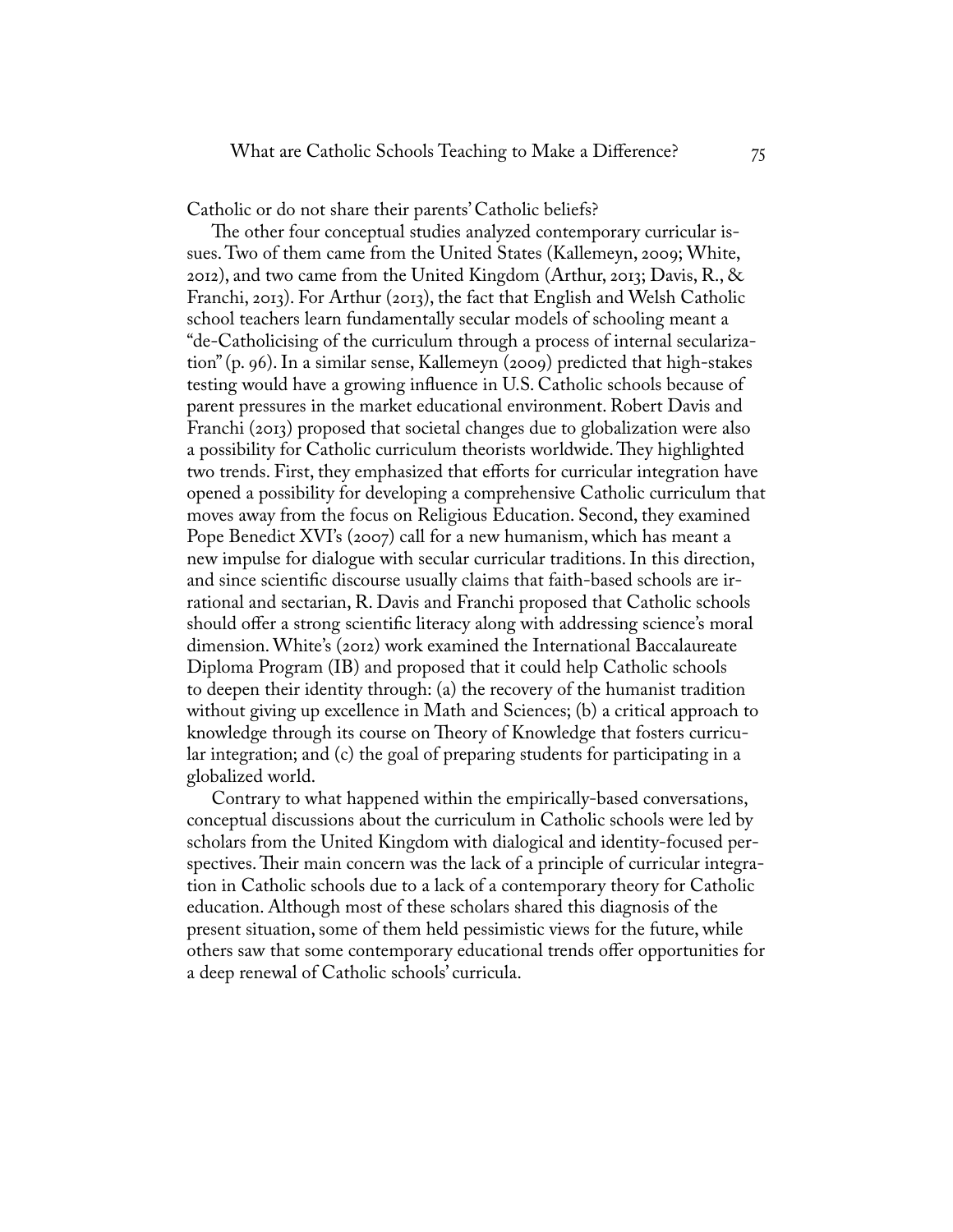Catholic or do not share their parents' Catholic beliefs?

The other four conceptual studies analyzed contemporary curricular issues. Two of them came from the United States (Kallemeyn, 2009; White, 2012), and two came from the United Kingdom (Arthur, 2013; Davis, R., & Franchi, 2013). For Arthur (2013), the fact that English and Welsh Catholic school teachers learn fundamentally secular models of schooling meant a "de-Catholicising of the curriculum through a process of internal secularization" (p. 96). In a similar sense, Kallemeyn (2009) predicted that high-stakes testing would have a growing influence in U.S. Catholic schools because of parent pressures in the market educational environment. Robert Davis and Franchi (2013) proposed that societal changes due to globalization were also a possibility for Catholic curriculum theorists worldwide. They highlighted two trends. First, they emphasized that efforts for curricular integration have opened a possibility for developing a comprehensive Catholic curriculum that moves away from the focus on Religious Education. Second, they examined Pope Benedict XVI's (2007) call for a new humanism, which has meant a new impulse for dialogue with secular curricular traditions. In this direction, and since scientific discourse usually claims that faith-based schools are irrational and sectarian, R. Davis and Franchi proposed that Catholic schools should offer a strong scientific literacy along with addressing science's moral dimension. White's (2012) work examined the International Baccalaureate Diploma Program (IB) and proposed that it could help Catholic schools to deepen their identity through: (a) the recovery of the humanist tradition without giving up excellence in Math and Sciences; (b) a critical approach to knowledge through its course on Theory of Knowledge that fosters curricular integration; and (c) the goal of preparing students for participating in a globalized world.

Contrary to what happened within the empirically-based conversations, conceptual discussions about the curriculum in Catholic schools were led by scholars from the United Kingdom with dialogical and identity-focused perspectives. Their main concern was the lack of a principle of curricular integration in Catholic schools due to a lack of a contemporary theory for Catholic education. Although most of these scholars shared this diagnosis of the present situation, some of them held pessimistic views for the future, while others saw that some contemporary educational trends offer opportunities for a deep renewal of Catholic schools' curricula.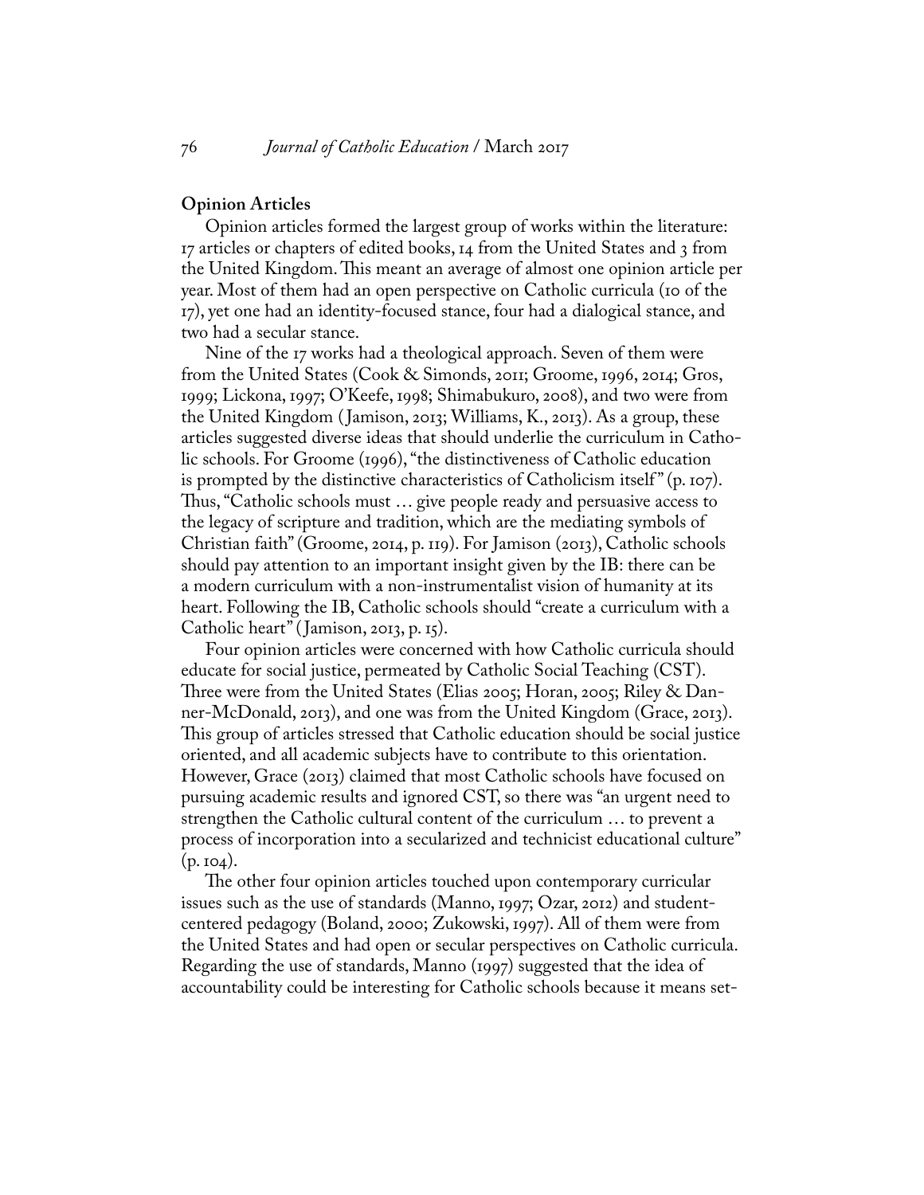**Opinion Articles**

Opinion articles formed the largest group of works within the literature: 17 articles or chapters of edited books, 14 from the United States and 3 from the United Kingdom. This meant an average of almost one opinion article per year. Most of them had an open perspective on Catholic curricula (10 of the 17), yet one had an identity-focused stance, four had a dialogical stance, and two had a secular stance.

Nine of the 17 works had a theological approach. Seven of them were from the United States (Cook & Simonds, 2011; Groome, 1996, 2014; Gros, 1999; Lickona, 1997; O'Keefe, 1998; Shimabukuro, 2008), and two were from the United Kingdom (Jamison, 2013; Williams, K., 2013). As a group, these articles suggested diverse ideas that should underlie the curriculum in Catholic schools. For Groome (1996), "the distinctiveness of Catholic education is prompted by the distinctive characteristics of Catholicism itself" (p. 107). Thus, "Catholic schools must … give people ready and persuasive access to the legacy of scripture and tradition, which are the mediating symbols of Christian faith" (Groome, 2014, p. 119). For Jamison (2013), Catholic schools should pay attention to an important insight given by the IB: there can be a modern curriculum with a non-instrumentalist vision of humanity at its heart. Following the IB, Catholic schools should "create a curriculum with a Catholic heart" (Jamison, 2013, p. 15).

Four opinion articles were concerned with how Catholic curricula should educate for social justice, permeated by Catholic Social Teaching (CST). Three were from the United States (Elias 2005; Horan, 2005; Riley & Danner-McDonald, 2013), and one was from the United Kingdom (Grace, 2013). This group of articles stressed that Catholic education should be social justice oriented, and all academic subjects have to contribute to this orientation. However, Grace (2013) claimed that most Catholic schools have focused on pursuing academic results and ignored CST, so there was "an urgent need to strengthen the Catholic cultural content of the curriculum … to prevent a process of incorporation into a secularized and technicist educational culture" (p. 104).

The other four opinion articles touched upon contemporary curricular issues such as the use of standards (Manno, 1997; Ozar, 2012) and student-centered pedagogy (Boland, 2000; Zukowski, 1997). All of them were from the United States and had open or secular perspectives on Catholic curricula. Regarding the use of standards, Manno (1997) suggested that the idea of accountability could be interesting for Catholic schools because it means set-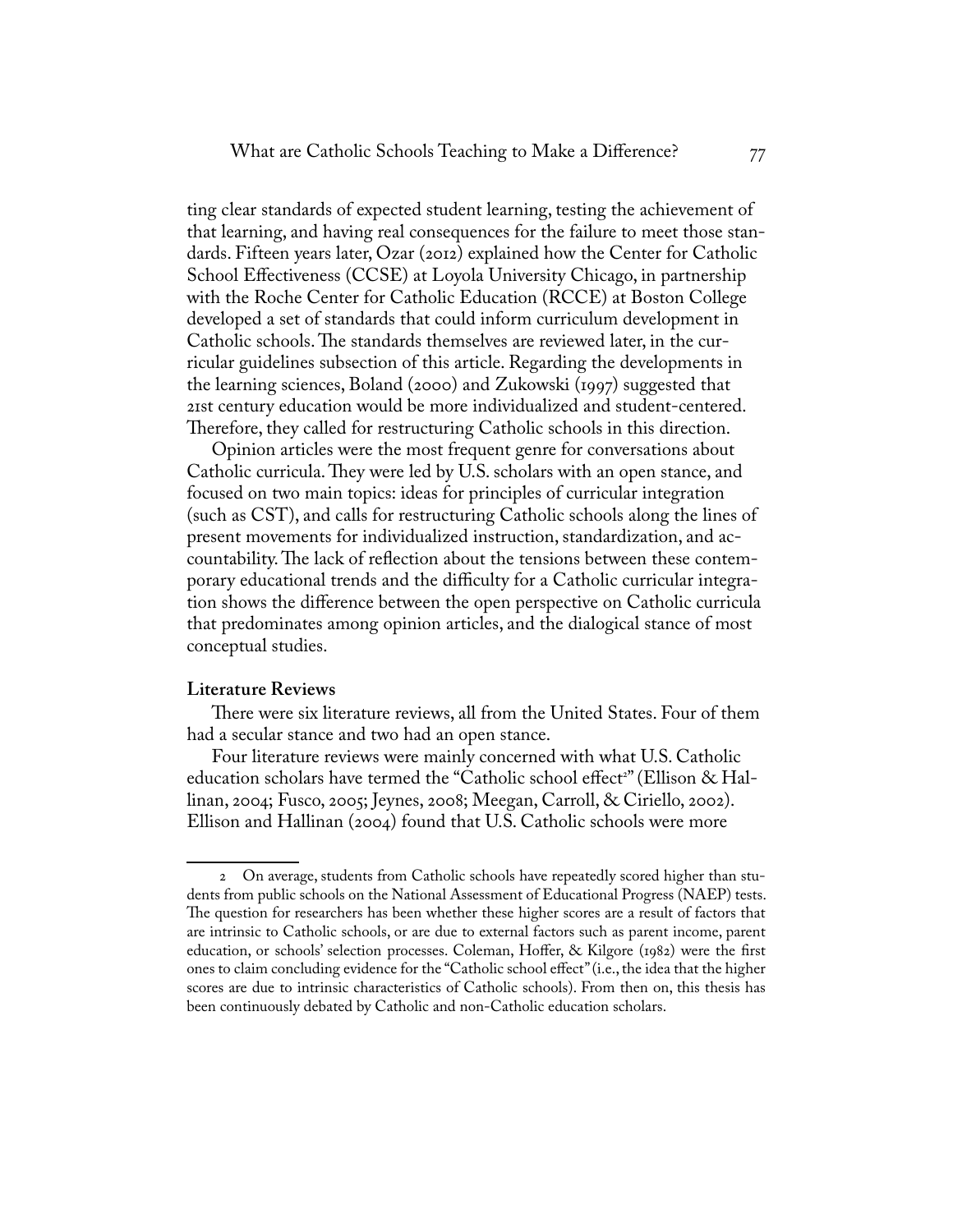ting clear standards of expected student learning, testing the achievement of that learning, and having real consequences for the failure to meet those standards. Fifteen years later, Ozar (2012) explained how the Center for Catholic School Effectiveness (CCSE) at Loyola University Chicago, in partnership with the Roche Center for Catholic Education (RCCE) at Boston College developed a set of standards that could inform curriculum development in Catholic schools. The standards themselves are reviewed later, in the curricular guidelines subsection of this article. Regarding the developments in the learning sciences, Boland (2000) and Zukowski (1997) suggested that 21st century education would be more individualized and student-centered. Therefore, they called for restructuring Catholic schools in this direction.

Opinion articles were the most frequent genre for conversations about Catholic curricula. They were led by U.S. scholars with an open stance, and focused on two main topics: ideas for principles of curricular integration (such as CST), and calls for restructuring Catholic schools along the lines of present movements for individualized instruction, standardization, and accountability. The lack of reflection about the tensions between these contemporary educational trends and the difficulty for a Catholic curricular integration shows the difference between the open perspective on Catholic curricula that predominates among opinion articles, and the dialogical stance of most conceptual studies.

**Literature Reviews**

There were six literature reviews, all from the United States. Four of them had a secular stance and two had an open stance.

Four literature reviews were mainly concerned with what U.S. Catholic education scholars have termed the "Catholic school effect[2]" (Ellison & Hallinan, 2004; Fusco, 2005; Jeynes, 2008; Meegan, Carroll, & Ciriello, 2002). Ellison and Hallinan (2004) found that U.S. Catholic schools were more

2 On average, students from Catholic schools have repeatedly scored higher than students from public schools on the National Assessment of Educational Progress (NAEP) tests. The question for researchers has been whether these higher scores are a result of factors that are intrinsic to Catholic schools, or are due to external factors such as parent income, parent education, or schools' selection processes. Coleman, Hoffer, & Kilgore (1982) were the first ones to claim concluding evidence for the "Catholic school effect" (i.e., the idea that the higher scores are due to intrinsic characteristics of Catholic schools). From then on, this thesis has been continuously debated by Catholic and non-Catholic education scholars.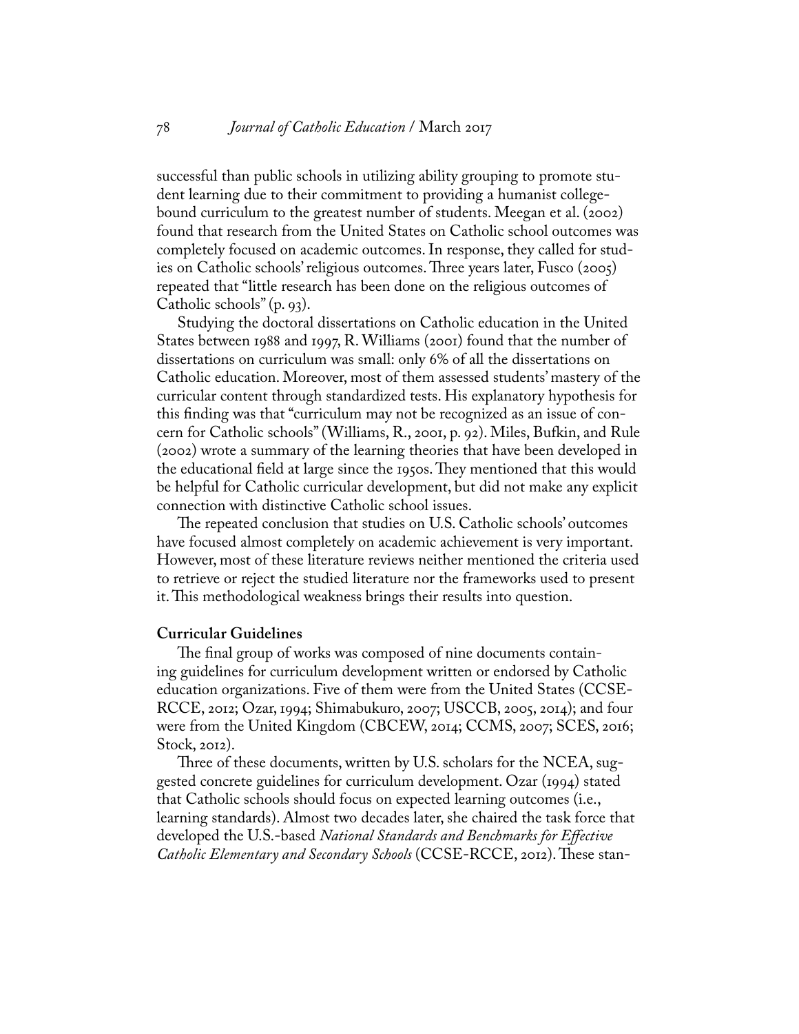successful than public schools in utilizing ability grouping to promote student learning due to their commitment to providing a humanist college-bound curriculum to the greatest number of students. Meegan et al. (2002) found that research from the United States on Catholic school outcomes was completely focused on academic outcomes. In response, they called for studies on Catholic schools' religious outcomes. Three years later, Fusco (2005) repeated that "little research has been done on the religious outcomes of Catholic schools" (p. 93).

Studying the doctoral dissertations on Catholic education in the United States between 1988 and 1997, R. Williams (2001) found that the number of dissertations on curriculum was small: only 6% of all the dissertations on Catholic education. Moreover, most of them assessed students' mastery of the curricular content through standardized tests. His explanatory hypothesis for this finding was that "curriculum may not be recognized as an issue of concern for Catholic schools" (Williams, R., 2001, p. 92). Miles, Bufkin, and Rule (2002) wrote a summary of the learning theories that have been developed in the educational field at large since the 1950s. They mentioned that this would be helpful for Catholic curricular development, but did not make any explicit connection with distinctive Catholic school issues.

The repeated conclusion that studies on U.S. Catholic schools' outcomes have focused almost completely on academic achievement is very important. However, most of these literature reviews neither mentioned the criteria used to retrieve or reject the studied literature nor the frameworks used to present it. This methodological weakness brings their results into question.

**Curricular Guidelines**

The final group of works was composed of nine documents containing guidelines for curriculum development written or endorsed by Catholic education organizations. Five of them were from the United States (CCSE-RCCE, 2012; Ozar, 1994; Shimabukuro, 2007; USCCB, 2005, 2014); and four were from the United Kingdom (CBCEW, 2014; CCMS, 2007; SCES, 2016; Stock, 2012).

Three of these documents, written by U.S. scholars for the NCEA, suggested concrete guidelines for curriculum development. Ozar (1994) stated that Catholic schools should focus on expected learning outcomes (i.e., learning standards). Almost two decades later, she chaired the task force that developed the U.S.-based *National Standards and Benchmarks for Effective Catholic Elementary and Secondary Schools* (CCSE-RCCE, 2012). These stan-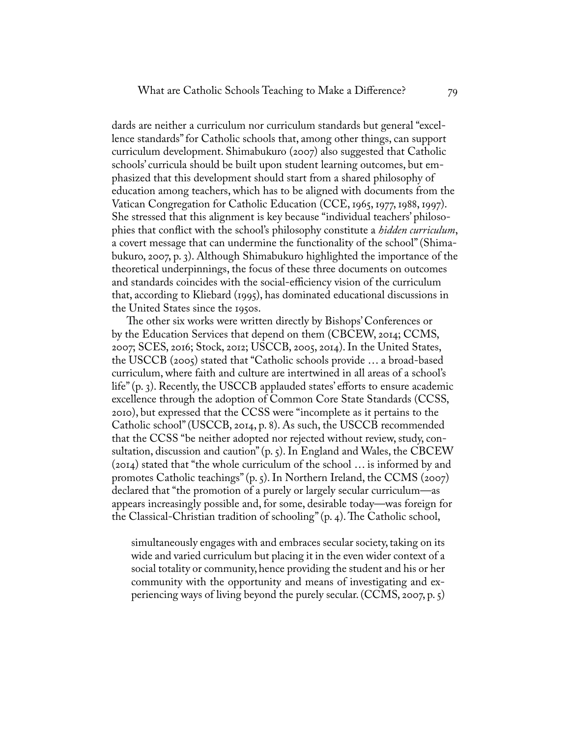dards are neither a curriculum nor curriculum standards but general "excellence standards" for Catholic schools that, among other things, can support curriculum development. Shimabukuro (2007) also suggested that Catholic schools' curricula should be built upon student learning outcomes, but emphasized that this development should start from a shared philosophy of education among teachers, which has to be aligned with documents from the Vatican Congregation for Catholic Education (CCE, 1965, 1977, 1988, 1997). She stressed that this alignment is key because "individual teachers' philosophies that conflict with the school's philosophy constitute a *hidden curriculum*, a covert message that can undermine the functionality of the school" (Shimabukuro, 2007, p. 3). Although Shimabukuro highlighted the importance of the theoretical underpinnings, the focus of these three documents on outcomes and standards coincides with the social-efficiency vision of the curriculum that, according to Kliebard (1995), has dominated educational discussions in the United States since the 1950s.

The other six works were written directly by Bishops' Conferences or by the Education Services that depend on them (CBCEW, 2014; CCMS, 2007; SCES, 2016; Stock, 2012; USCCB, 2005, 2014). In the United States, the USCCB (2005) stated that "Catholic schools provide … a broad-based curriculum, where faith and culture are intertwined in all areas of a school's life" (p. 3). Recently, the USCCB applauded states' efforts to ensure academic excellence through the adoption of Common Core State Standards (CCSS, 2010), but expressed that the CCSS were "incomplete as it pertains to the Catholic school" (USCCB, 2014, p. 8). As such, the USCCB recommended that the CCSS "be neither adopted nor rejected without review, study, consultation, discussion and caution" (p. 5). In England and Wales, the CBCEW (2014) stated that "the whole curriculum of the school … is informed by and promotes Catholic teachings" (p. 5). In Northern Ireland, the CCMS (2007) declared that "the promotion of a purely or largely secular curriculum—as appears increasingly possible and, for some, desirable today—was foreign for the Classical-Christian tradition of schooling" (p. 4). The Catholic school,

> simultaneously engages with and embraces secular society, taking on its wide and varied curriculum but placing it in the even wider context of a social totality or community, hence providing the student and his or her community with the opportunity and means of investigating and experiencing ways of living beyond the purely secular. (CCMS, 2007, p. 5)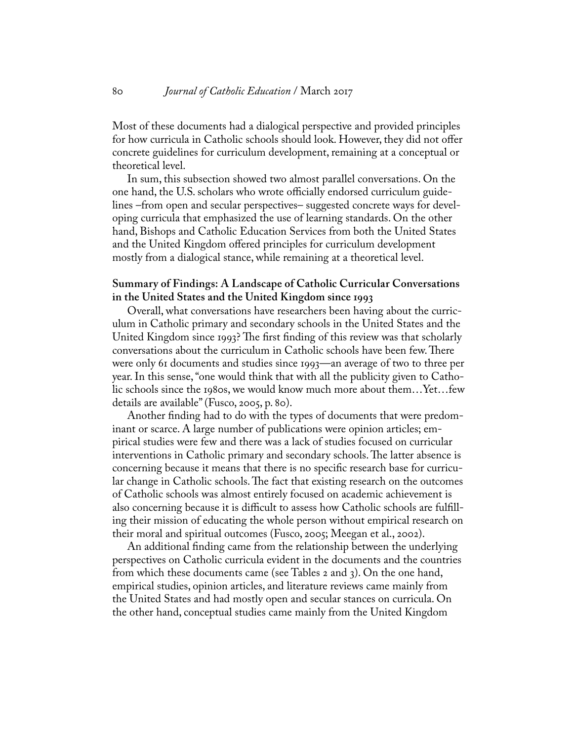Most of these documents had a dialogical perspective and provided principles for how curricula in Catholic schools should look. However, they did not offer concrete guidelines for curriculum development, remaining at a conceptual or theoretical level.

In sum, this subsection showed two almost parallel conversations. On the one hand, the U.S. scholars who wrote officially endorsed curriculum guidelines –from open and secular perspectives– suggested concrete ways for developing curricula that emphasized the use of learning standards. On the other hand, Bishops and Catholic Education Services from both the United States and the United Kingdom offered principles for curriculum development mostly from a dialogical stance, while remaining at a theoretical level.

**Summary of Findings: A Landscape of Catholic Curricular Conversations in the United States and the United Kingdom since 1993**

Overall, what conversations have researchers been having about the curriculum in Catholic primary and secondary schools in the United States and the United Kingdom since 1993? The first finding of this review was that scholarly conversations about the curriculum in Catholic schools have been few. There were only 61 documents and studies since 1993—an average of two to three per year. In this sense, "one would think that with all the publicity given to Catholic schools since the 1980s, we would know much more about them…Yet…few details are available" (Fusco, 2005, p. 80).

Another finding had to do with the types of documents that were predominant or scarce. A large number of publications were opinion articles; empirical studies were few and there was a lack of studies focused on curricular interventions in Catholic primary and secondary schools. The latter absence is concerning because it means that there is no specific research base for curricular change in Catholic schools. The fact that existing research on the outcomes of Catholic schools was almost entirely focused on academic achievement is also concerning because it is difficult to assess how Catholic schools are fulfilling their mission of educating the whole person without empirical research on their moral and spiritual outcomes (Fusco, 2005; Meegan et al., 2002).

An additional finding came from the relationship between the underlying perspectives on Catholic curricula evident in the documents and the countries from which these documents came (see Tables 2 and 3). On the one hand, empirical studies, opinion articles, and literature reviews came mainly from the United States and had mostly open and secular stances on curricula. On the other hand, conceptual studies came mainly from the United Kingdom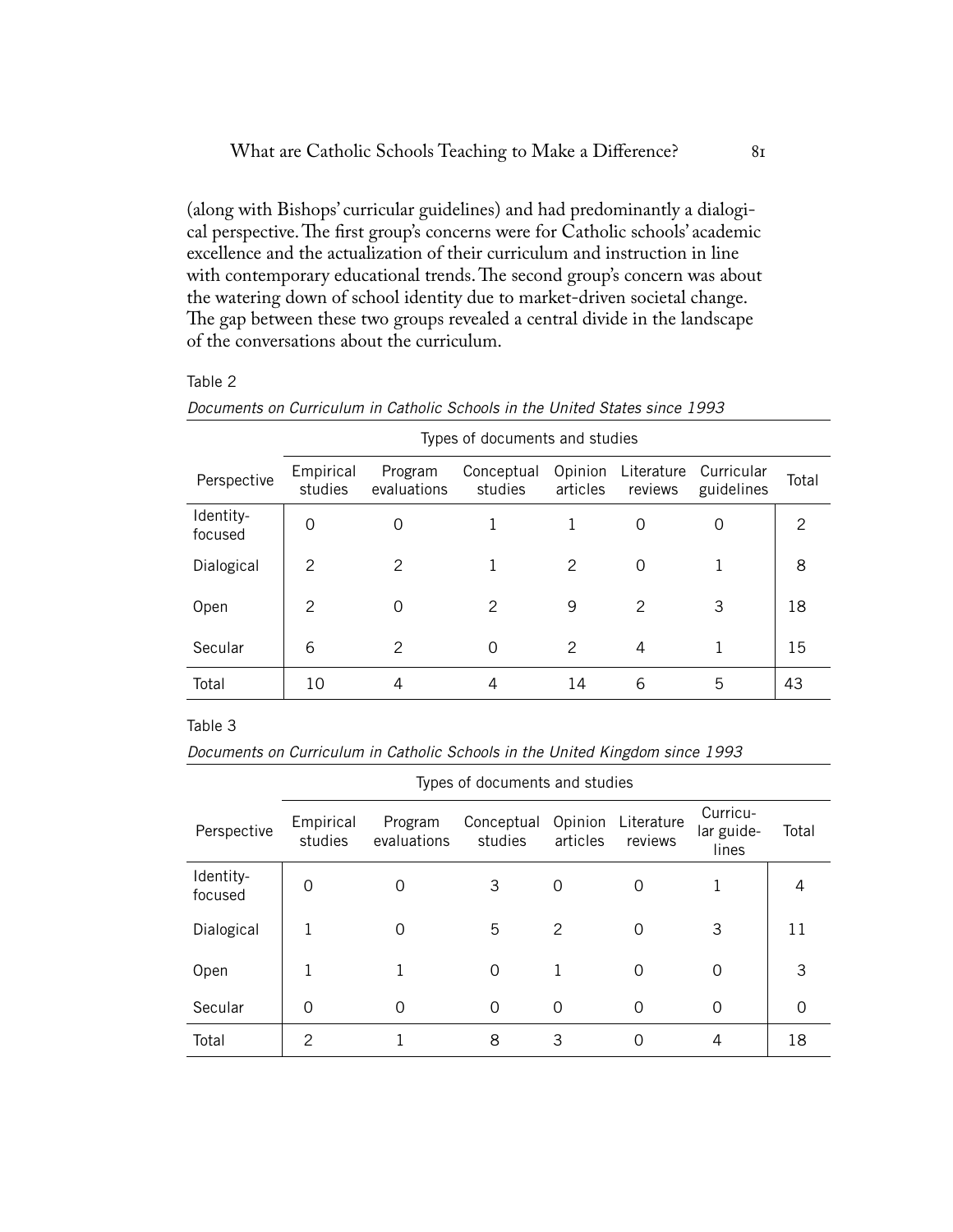(along with Bishops' curricular guidelines) and had predominantly a dialogical perspective. The first group's concerns were for Catholic schools' academic excellence and the actualization of their curriculum and instruction in line with contemporary educational trends. The second group's concern was about the watering down of school identity due to market-driven societal change. The gap between these two groups revealed a central divide in the landscape of the conversations about the curriculum.

Table 2

*Documents on Curriculum in Catholic Schools in the United States since 1993*

| | Types of documents and studies | | | | | | |
|---|---|---|---|---|---|---|---|
| Perspective | Empirical studies | Program evaluations | Conceptual studies | Opinion articles | Literature reviews | Curricular guidelines | Total |
| Identity-focused | 0 | 0 | 1 | 1 | 0 | 0 | 2 |
| Dialogical | 2 | 2 | 1 | 2 | 0 | 1 | 8 |
| Open | 2 | 0 | 2 | 9 | 2 | 3 | 18 |
| Secular | 6 | 2 | 0 | 2 | 4 | 1 | 15 |
| Total | 10 | 4 | 4 | 14 | 6 | 5 | 43 |

Table 3

*Documents on Curriculum in Catholic Schools in the United Kingdom since 1993*

| | Types of documents and studies | | | | | | |
|---|---|---|---|---|---|---|---|
| Perspective | Empirical studies | Program evaluations | Conceptual studies | Opinion articles | Literature reviews | Curricular guidelines | Total |
| Identity-focused | 0 | 0 | 3 | 0 | 0 | 1 | 4 |
| Dialogical | 1 | 0 | 5 | 2 | 0 | 3 | 11 |
| Open | 1 | 1 | 0 | 1 | 0 | 0 | 3 |
| Secular | 0 | 0 | 0 | 0 | 0 | 0 | 0 |
| Total | 2 | 1 | 8 | 3 | 0 | 4 | 18 |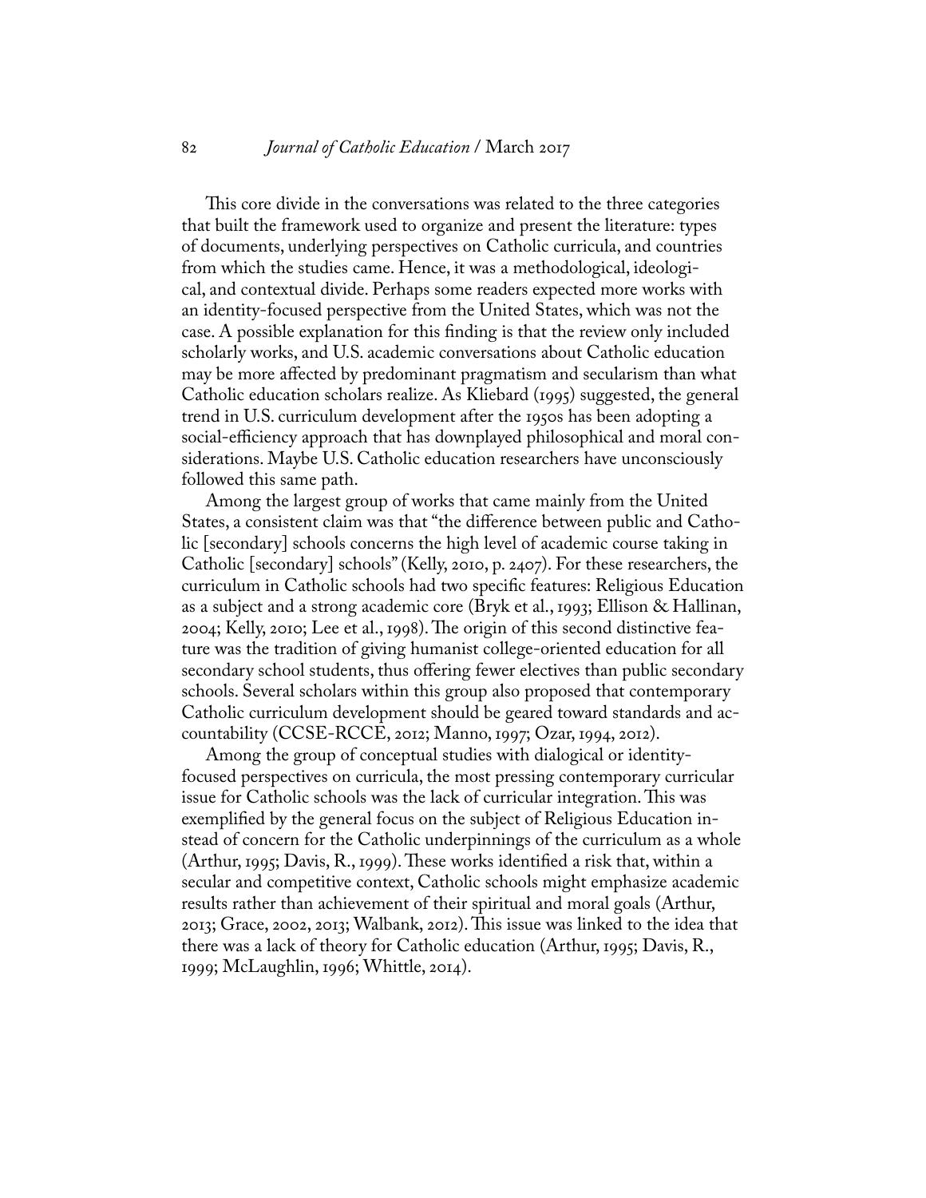This core divide in the conversations was related to the three categories that built the framework used to organize and present the literature: types of documents, underlying perspectives on Catholic curricula, and countries from which the studies came. Hence, it was a methodological, ideological, and contextual divide. Perhaps some readers expected more works with an identity-focused perspective from the United States, which was not the case. A possible explanation for this finding is that the review only included scholarly works, and U.S. academic conversations about Catholic education may be more affected by predominant pragmatism and secularism than what Catholic education scholars realize. As Kliebard (1995) suggested, the general trend in U.S. curriculum development after the 1950s has been adopting a social-efficiency approach that has downplayed philosophical and moral considerations. Maybe U.S. Catholic education researchers have unconsciously followed this same path.

Among the largest group of works that came mainly from the United States, a consistent claim was that "the difference between public and Catholic [secondary] schools concerns the high level of academic course taking in Catholic [secondary] schools" (Kelly, 2010, p. 2407). For these researchers, the curriculum in Catholic schools had two specific features: Religious Education as a subject and a strong academic core (Bryk et al., 1993; Ellison & Hallinan, 2004; Kelly, 2010; Lee et al., 1998). The origin of this second distinctive feature was the tradition of giving humanist college-oriented education for all secondary school students, thus offering fewer electives than public secondary schools. Several scholars within this group also proposed that contemporary Catholic curriculum development should be geared toward standards and accountability (CCSE-RCCE, 2012; Manno, 1997; Ozar, 1994, 2012).

Among the group of conceptual studies with dialogical or identity-focused perspectives on curricula, the most pressing contemporary curricular issue for Catholic schools was the lack of curricular integration. This was exemplified by the general focus on the subject of Religious Education instead of concern for the Catholic underpinnings of the curriculum as a whole (Arthur, 1995; Davis, R., 1999). These works identified a risk that, within a secular and competitive context, Catholic schools might emphasize academic results rather than achievement of their spiritual and moral goals (Arthur, 2013; Grace, 2002, 2013; Walbank, 2012). This issue was linked to the idea that there was a lack of theory for Catholic education (Arthur, 1995; Davis, R., 1999; McLaughlin, 1996; Whittle, 2014).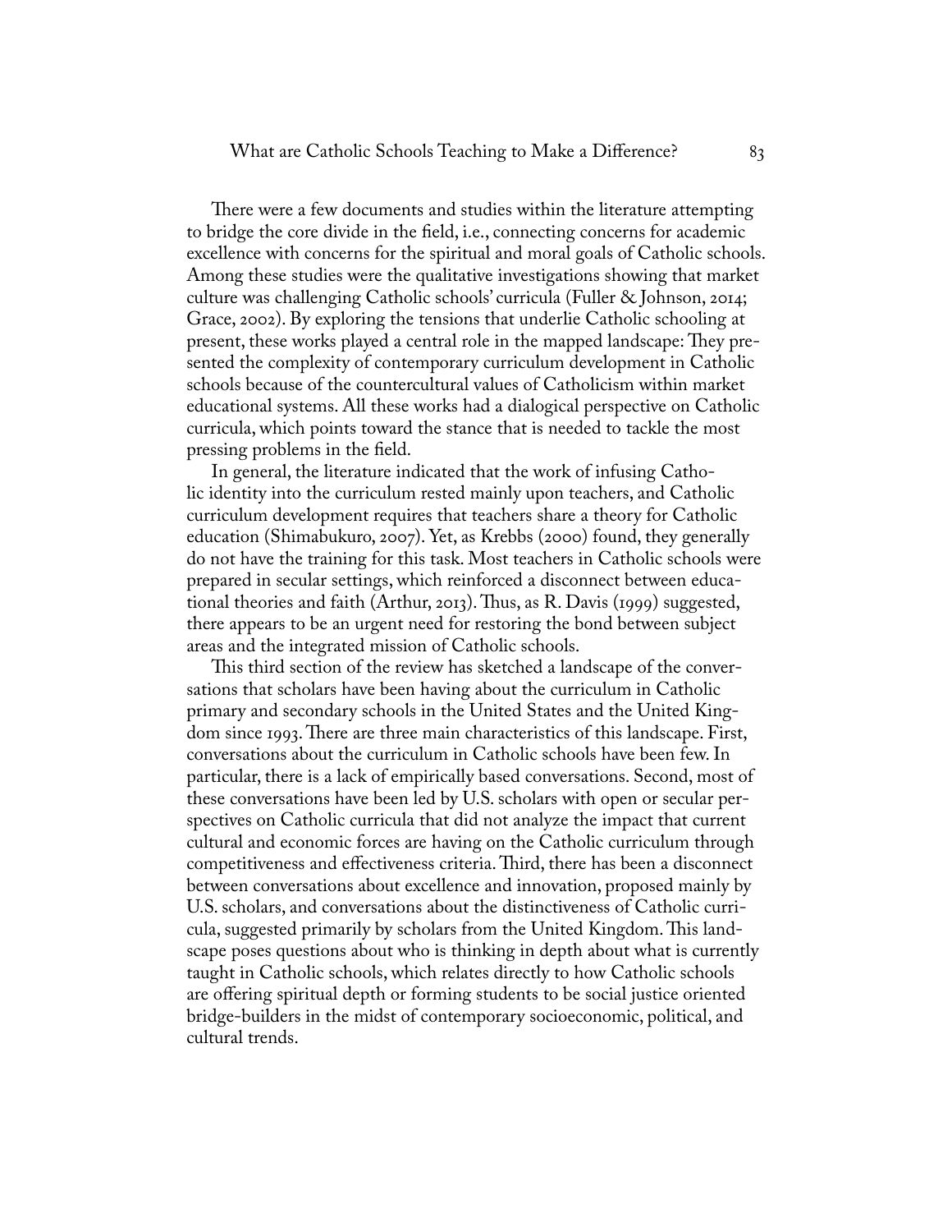There were a few documents and studies within the literature attempting to bridge the core divide in the field, i.e., connecting concerns for academic excellence with concerns for the spiritual and moral goals of Catholic schools. Among these studies were the qualitative investigations showing that market culture was challenging Catholic schools' curricula (Fuller & Johnson, 2014; Grace, 2002). By exploring the tensions that underlie Catholic schooling at present, these works played a central role in the mapped landscape: They presented the complexity of contemporary curriculum development in Catholic schools because of the countercultural values of Catholicism within market educational systems. All these works had a dialogical perspective on Catholic curricula, which points toward the stance that is needed to tackle the most pressing problems in the field.

In general, the literature indicated that the work of infusing Catholic identity into the curriculum rested mainly upon teachers, and Catholic curriculum development requires that teachers share a theory for Catholic education (Shimabukuro, 2007). Yet, as Krebbs (2000) found, they generally do not have the training for this task. Most teachers in Catholic schools were prepared in secular settings, which reinforced a disconnect between educational theories and faith (Arthur, 2013). Thus, as R. Davis (1999) suggested, there appears to be an urgent need for restoring the bond between subject areas and the integrated mission of Catholic schools.

This third section of the review has sketched a landscape of the conversations that scholars have been having about the curriculum in Catholic primary and secondary schools in the United States and the United Kingdom since 1993. There are three main characteristics of this landscape. First, conversations about the curriculum in Catholic schools have been few. In particular, there is a lack of empirically based conversations. Second, most of these conversations have been led by U.S. scholars with open or secular perspectives on Catholic curricula that did not analyze the impact that current cultural and economic forces are having on the Catholic curriculum through competitiveness and effectiveness criteria. Third, there has been a disconnect between conversations about excellence and innovation, proposed mainly by U.S. scholars, and conversations about the distinctiveness of Catholic curricula, suggested primarily by scholars from the United Kingdom. This landscape poses questions about who is thinking in depth about what is currently taught in Catholic schools, which relates directly to how Catholic schools are offering spiritual depth or forming students to be social justice oriented bridge-builders in the midst of contemporary socioeconomic, political, and cultural trends.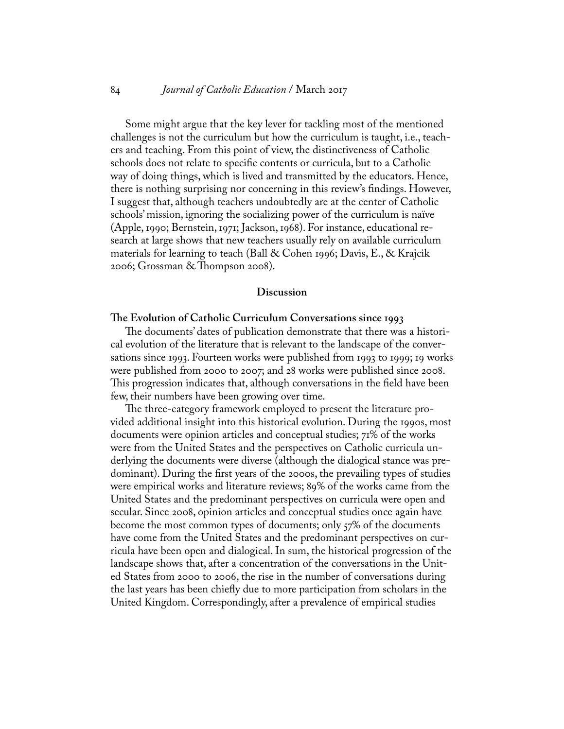Some might argue that the key lever for tackling most of the mentioned challenges is not the curriculum but how the curriculum is taught, i.e., teachers and teaching. From this point of view, the distinctiveness of Catholic schools does not relate to specific contents or curricula, but to a Catholic way of doing things, which is lived and transmitted by the educators. Hence, there is nothing surprising nor concerning in this review's findings. However, I suggest that, although teachers undoubtedly are at the center of Catholic schools' mission, ignoring the socializing power of the curriculum is naïve (Apple, 1990; Bernstein, 1971; Jackson, 1968). For instance, educational research at large shows that new teachers usually rely on available curriculum materials for learning to teach (Ball & Cohen 1996; Davis, E., & Krajcik 2006; Grossman & Thompson 2008).

## Discussion

### The Evolution of Catholic Curriculum Conversations since 1993

The documents' dates of publication demonstrate that there was a historical evolution of the literature that is relevant to the landscape of the conversations since 1993. Fourteen works were published from 1993 to 1999; 19 works were published from 2000 to 2007; and 28 works were published since 2008. This progression indicates that, although conversations in the field have been few, their numbers have been growing over time.

The three-category framework employed to present the literature provided additional insight into this historical evolution. During the 1990s, most documents were opinion articles and conceptual studies; 71% of the works were from the United States and the perspectives on Catholic curricula underlying the documents were diverse (although the dialogical stance was predominant). During the first years of the 2000s, the prevailing types of studies were empirical works and literature reviews; 89% of the works came from the United States and the predominant perspectives on curricula were open and secular. Since 2008, opinion articles and conceptual studies once again have become the most common types of documents; only 57% of the documents have come from the United States and the predominant perspectives on curricula have been open and dialogical. In sum, the historical progression of the landscape shows that, after a concentration of the conversations in the United States from 2000 to 2006, the rise in the number of conversations during the last years has been chiefly due to more participation from scholars in the United Kingdom. Correspondingly, after a prevalence of empirical studies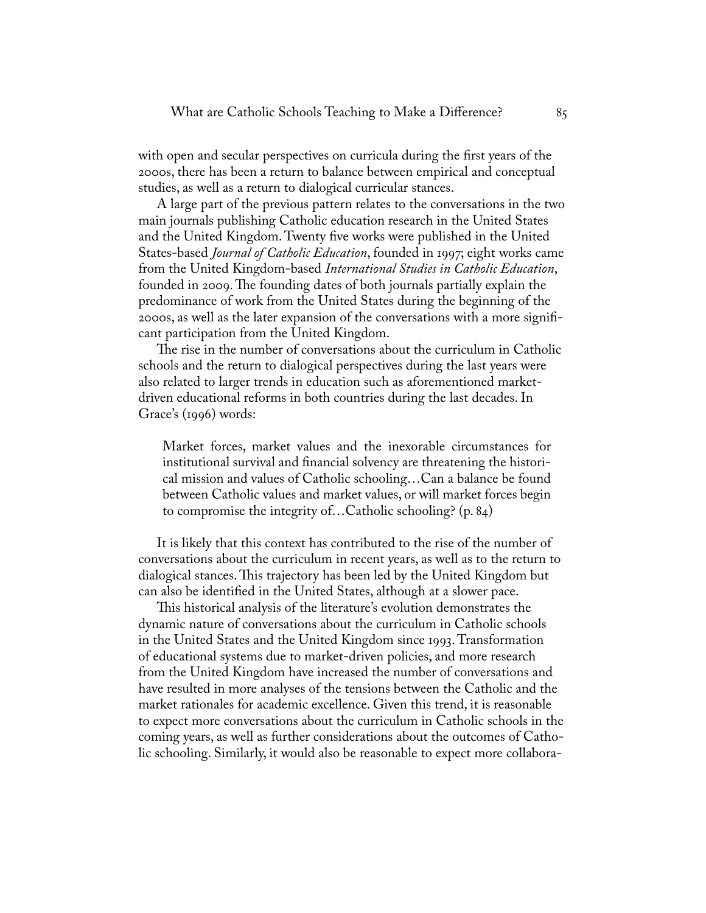with open and secular perspectives on curricula during the first years of the 2000s, there has been a return to balance between empirical and conceptual studies, as well as a return to dialogical curricular stances.

A large part of the previous pattern relates to the conversations in the two main journals publishing Catholic education research in the United States and the United Kingdom. Twenty five works were published in the United States-based *Journal of Catholic Education*, founded in 1997; eight works came from the United Kingdom-based *International Studies in Catholic Education*, founded in 2009. The founding dates of both journals partially explain the predominance of work from the United States during the beginning of the 2000s, as well as the later expansion of the conversations with a more significant participation from the United Kingdom.

The rise in the number of conversations about the curriculum in Catholic schools and the return to dialogical perspectives during the last years were also related to larger trends in education such as aforementioned market-driven educational reforms in both countries during the last decades. In Grace's (1996) words:

> Market forces, market values and the inexorable circumstances for institutional survival and financial solvency are threatening the historical mission and values of Catholic schooling…Can a balance be found between Catholic values and market values, or will market forces begin to compromise the integrity of…Catholic schooling? (p. 84)

It is likely that this context has contributed to the rise of the number of conversations about the curriculum in recent years, as well as to the return to dialogical stances. This trajectory has been led by the United Kingdom but can also be identified in the United States, although at a slower pace.

This historical analysis of the literature's evolution demonstrates the dynamic nature of conversations about the curriculum in Catholic schools in the United States and the United Kingdom since 1993. Transformation of educational systems due to market-driven policies, and more research from the United Kingdom have increased the number of conversations and have resulted in more analyses of the tensions between the Catholic and the market rationales for academic excellence. Given this trend, it is reasonable to expect more conversations about the curriculum in Catholic schools in the coming years, as well as further considerations about the outcomes of Catholic schooling. Similarly, it would also be reasonable to expect more collabora-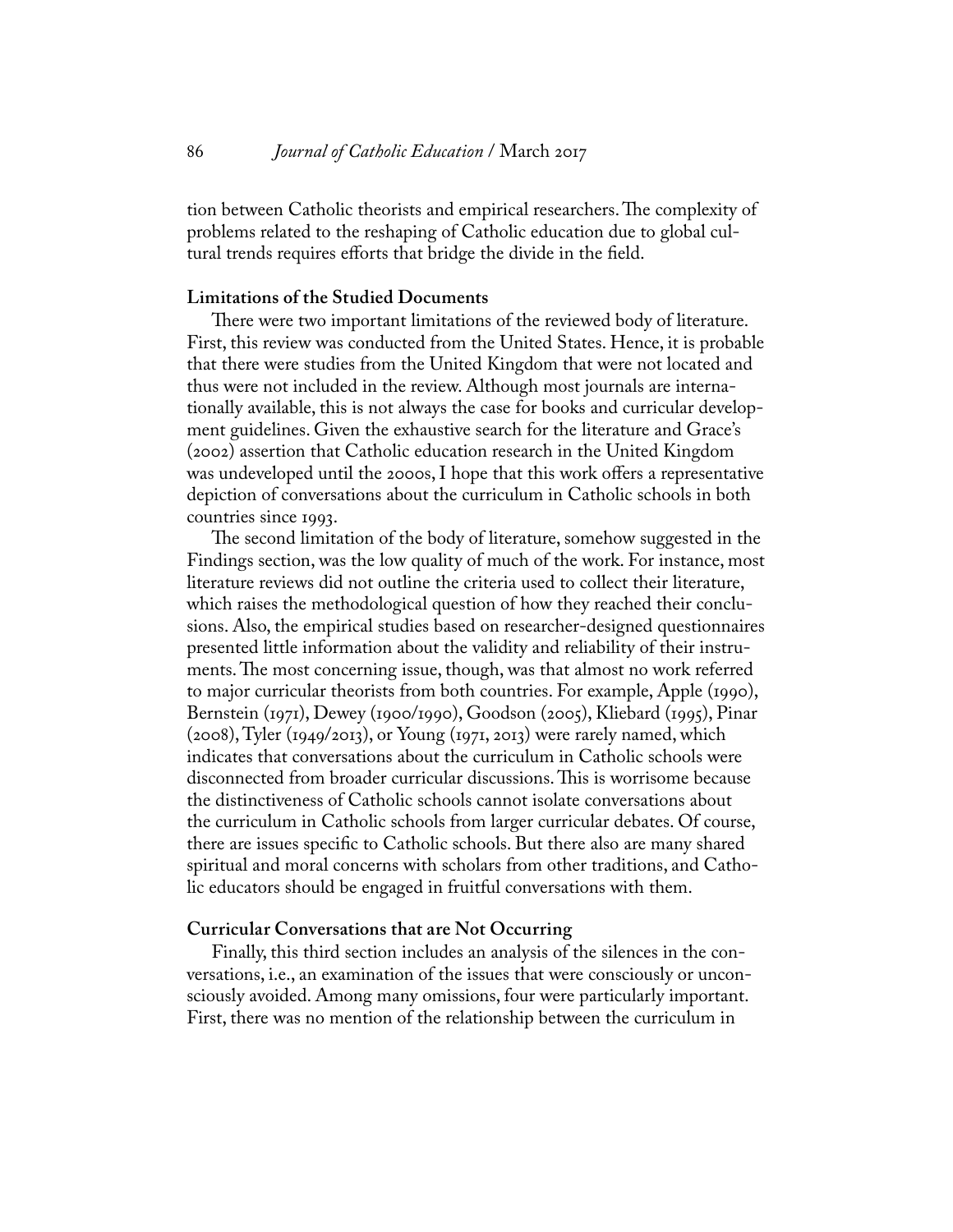tion between Catholic theorists and empirical researchers. The complexity of problems related to the reshaping of Catholic education due to global cultural trends requires efforts that bridge the divide in the field.

### Limitations of the Studied Documents

There were two important limitations of the reviewed body of literature. First, this review was conducted from the United States. Hence, it is probable that there were studies from the United Kingdom that were not located and thus were not included in the review. Although most journals are internationally available, this is not always the case for books and curricular development guidelines. Given the exhaustive search for the literature and Grace's (2002) assertion that Catholic education research in the United Kingdom was undeveloped until the 2000s, I hope that this work offers a representative depiction of conversations about the curriculum in Catholic schools in both countries since 1993.

The second limitation of the body of literature, somehow suggested in the Findings section, was the low quality of much of the work. For instance, most literature reviews did not outline the criteria used to collect their literature, which raises the methodological question of how they reached their conclusions. Also, the empirical studies based on researcher-designed questionnaires presented little information about the validity and reliability of their instruments. The most concerning issue, though, was that almost no work referred to major curricular theorists from both countries. For example, Apple (1990), Bernstein (1971), Dewey (1900/1990), Goodson (2005), Kliebard (1995), Pinar (2008), Tyler (1949/2013), or Young (1971, 2013) were rarely named, which indicates that conversations about the curriculum in Catholic schools were disconnected from broader curricular discussions. This is worrisome because the distinctiveness of Catholic schools cannot isolate conversations about the curriculum in Catholic schools from larger curricular debates. Of course, there are issues specific to Catholic schools. But there also are many shared spiritual and moral concerns with scholars from other traditions, and Catholic educators should be engaged in fruitful conversations with them.

### Curricular Conversations that are Not Occurring

Finally, this third section includes an analysis of the silences in the conversations, i.e., an examination of the issues that were consciously or unconsciously avoided. Among many omissions, four were particularly important. First, there was no mention of the relationship between the curriculum in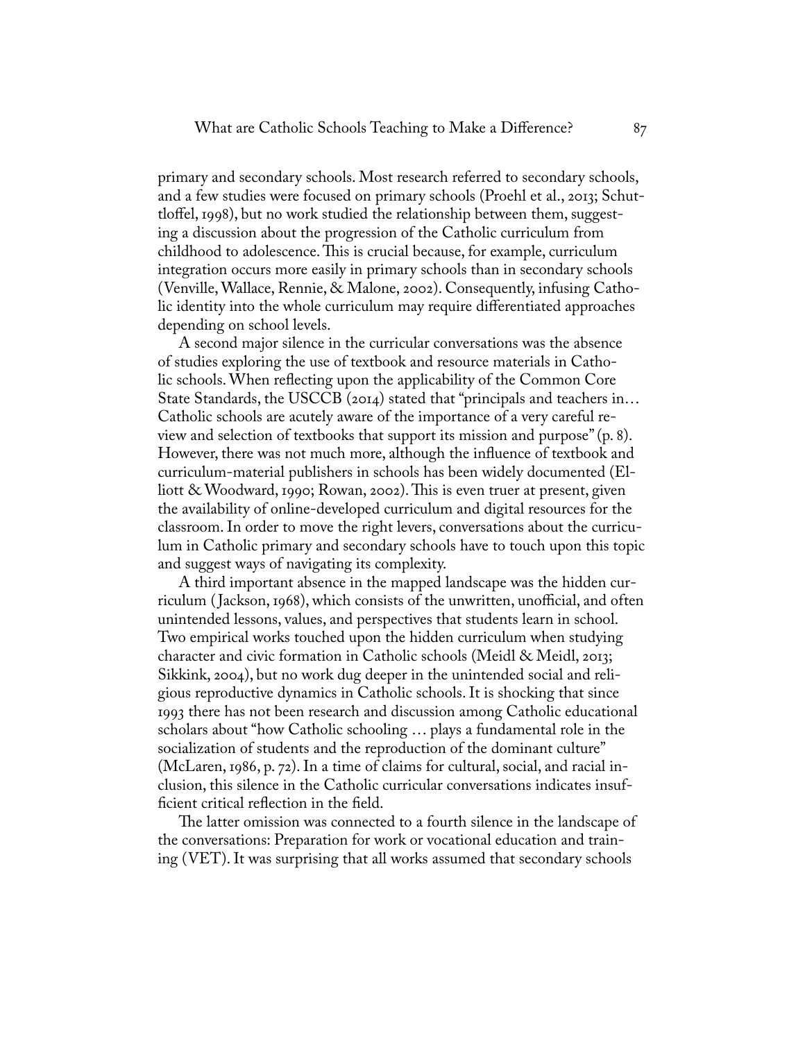primary and secondary schools. Most research referred to secondary schools, and a few studies were focused on primary schools (Proehl et al., 2013; Schuttloffel, 1998), but no work studied the relationship between them, suggesting a discussion about the progression of the Catholic curriculum from childhood to adolescence. This is crucial because, for example, curriculum integration occurs more easily in primary schools than in secondary schools (Venville, Wallace, Rennie, & Malone, 2002). Consequently, infusing Catholic identity into the whole curriculum may require differentiated approaches depending on school levels.

A second major silence in the curricular conversations was the absence of studies exploring the use of textbook and resource materials in Catholic schools. When reflecting upon the applicability of the Common Core State Standards, the USCCB (2014) stated that "principals and teachers in… Catholic schools are acutely aware of the importance of a very careful review and selection of textbooks that support its mission and purpose" (p. 8). However, there was not much more, although the influence of textbook and curriculum-material publishers in schools has been widely documented (Elliott & Woodward, 1990; Rowan, 2002). This is even truer at present, given the availability of online-developed curriculum and digital resources for the classroom. In order to move the right levers, conversations about the curriculum in Catholic primary and secondary schools have to touch upon this topic and suggest ways of navigating its complexity.

A third important absence in the mapped landscape was the hidden curriculum (Jackson, 1968), which consists of the unwritten, unofficial, and often unintended lessons, values, and perspectives that students learn in school. Two empirical works touched upon the hidden curriculum when studying character and civic formation in Catholic schools (Meidl & Meidl, 2013; Sikkink, 2004), but no work dug deeper in the unintended social and religious reproductive dynamics in Catholic schools. It is shocking that since 1993 there has not been research and discussion among Catholic educational scholars about "how Catholic schooling … plays a fundamental role in the socialization of students and the reproduction of the dominant culture" (McLaren, 1986, p. 72). In a time of claims for cultural, social, and racial inclusion, this silence in the Catholic curricular conversations indicates insufficient critical reflection in the field.

The latter omission was connected to a fourth silence in the landscape of the conversations: Preparation for work or vocational education and training (VET). It was surprising that all works assumed that secondary schools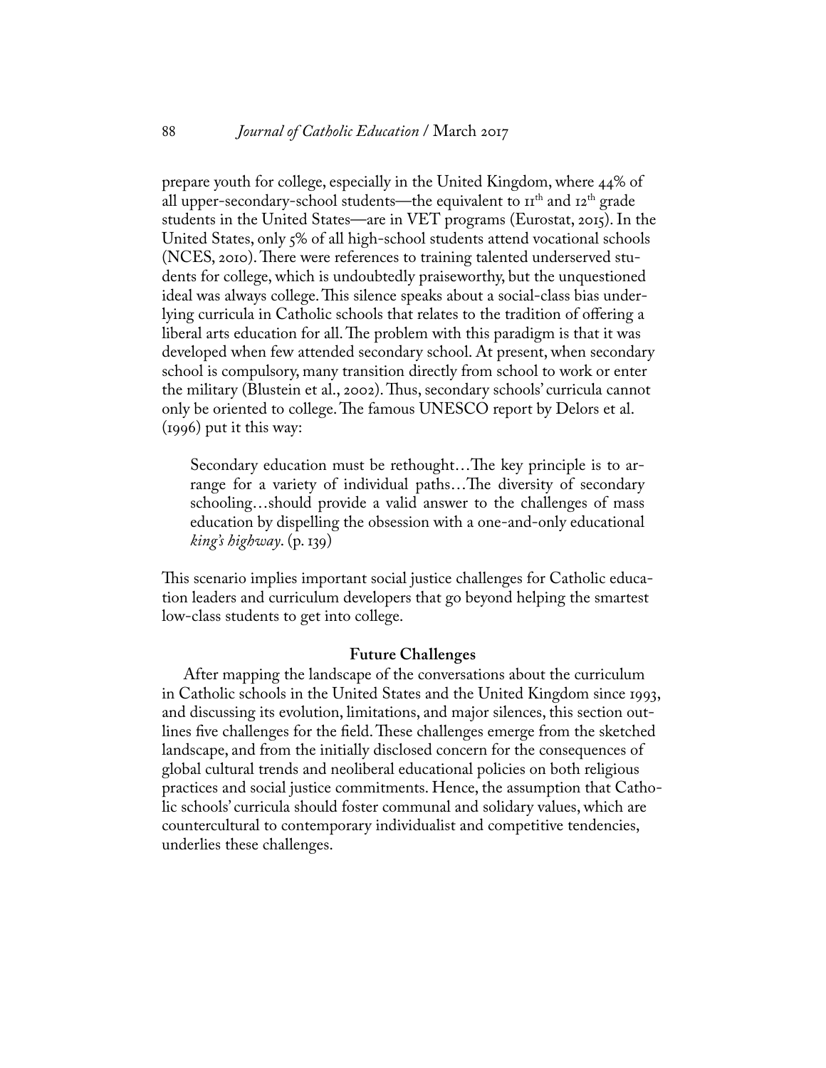prepare youth for college, especially in the United Kingdom, where 44% of all upper-secondary-school students—the equivalent to 11th and 12th grade students in the United States—are in VET programs (Eurostat, 2015). In the United States, only 5% of all high-school students attend vocational schools (NCES, 2010). There were references to training talented underserved students for college, which is undoubtedly praiseworthy, but the unquestioned ideal was always college. This silence speaks about a social-class bias underlying curricula in Catholic schools that relates to the tradition of offering a liberal arts education for all. The problem with this paradigm is that it was developed when few attended secondary school. At present, when secondary school is compulsory, many transition directly from school to work or enter the military (Blustein et al., 2002). Thus, secondary schools' curricula cannot only be oriented to college. The famous UNESCO report by Delors et al. (1996) put it this way:

> Secondary education must be rethought…The key principle is to arrange for a variety of individual paths…The diversity of secondary schooling…should provide a valid answer to the challenges of mass education by dispelling the obsession with a one-and-only educational *king's highway*. (p. 139)

This scenario implies important social justice challenges for Catholic education leaders and curriculum developers that go beyond helping the smartest low-class students to get into college.

## Future Challenges

After mapping the landscape of the conversations about the curriculum in Catholic schools in the United States and the United Kingdom since 1993, and discussing its evolution, limitations, and major silences, this section outlines five challenges for the field. These challenges emerge from the sketched landscape, and from the initially disclosed concern for the consequences of global cultural trends and neoliberal educational policies on both religious practices and social justice commitments. Hence, the assumption that Catholic schools' curricula should foster communal and solidary values, which are countercultural to contemporary individualist and competitive tendencies, underlies these challenges.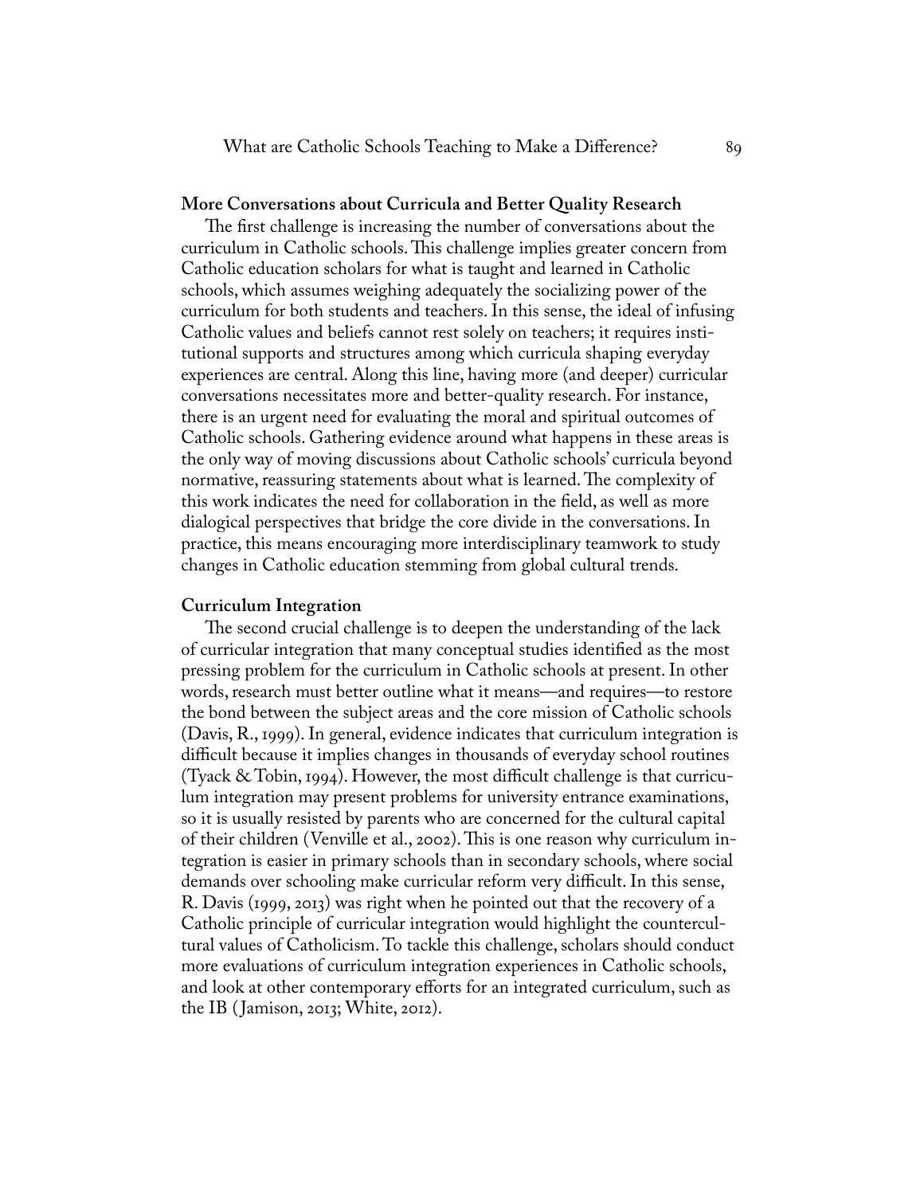### More Conversations about Curricula and Better Quality Research

The first challenge is increasing the number of conversations about the curriculum in Catholic schools. This challenge implies greater concern from Catholic education scholars for what is taught and learned in Catholic schools, which assumes weighing adequately the socializing power of the curriculum for both students and teachers. In this sense, the ideal of infusing Catholic values and beliefs cannot rest solely on teachers; it requires institutional supports and structures among which curricula shaping everyday experiences are central. Along this line, having more (and deeper) curricular conversations necessitates more and better-quality research. For instance, there is an urgent need for evaluating the moral and spiritual outcomes of Catholic schools. Gathering evidence around what happens in these areas is the only way of moving discussions about Catholic schools' curricula beyond normative, reassuring statements about what is learned. The complexity of this work indicates the need for collaboration in the field, as well as more dialogical perspectives that bridge the core divide in the conversations. In practice, this means encouraging more interdisciplinary teamwork to study changes in Catholic education stemming from global cultural trends.

### Curriculum Integration

The second crucial challenge is to deepen the understanding of the lack of curricular integration that many conceptual studies identified as the most pressing problem for the curriculum in Catholic schools at present. In other words, research must better outline what it means—and requires—to restore the bond between the subject areas and the core mission of Catholic schools (Davis, R., 1999). In general, evidence indicates that curriculum integration is difficult because it implies changes in thousands of everyday school routines (Tyack & Tobin, 1994). However, the most difficult challenge is that curriculum integration may present problems for university entrance examinations, so it is usually resisted by parents who are concerned for the cultural capital of their children (Venville et al., 2002). This is one reason why curriculum integration is easier in primary schools than in secondary schools, where social demands over schooling make curricular reform very difficult. In this sense, R. Davis (1999, 2013) was right when he pointed out that the recovery of a Catholic principle of curricular integration would highlight the countercultural values of Catholicism. To tackle this challenge, scholars should conduct more evaluations of curriculum integration experiences in Catholic schools, and look at other contemporary efforts for an integrated curriculum, such as the IB (Jamison, 2013; White, 2012).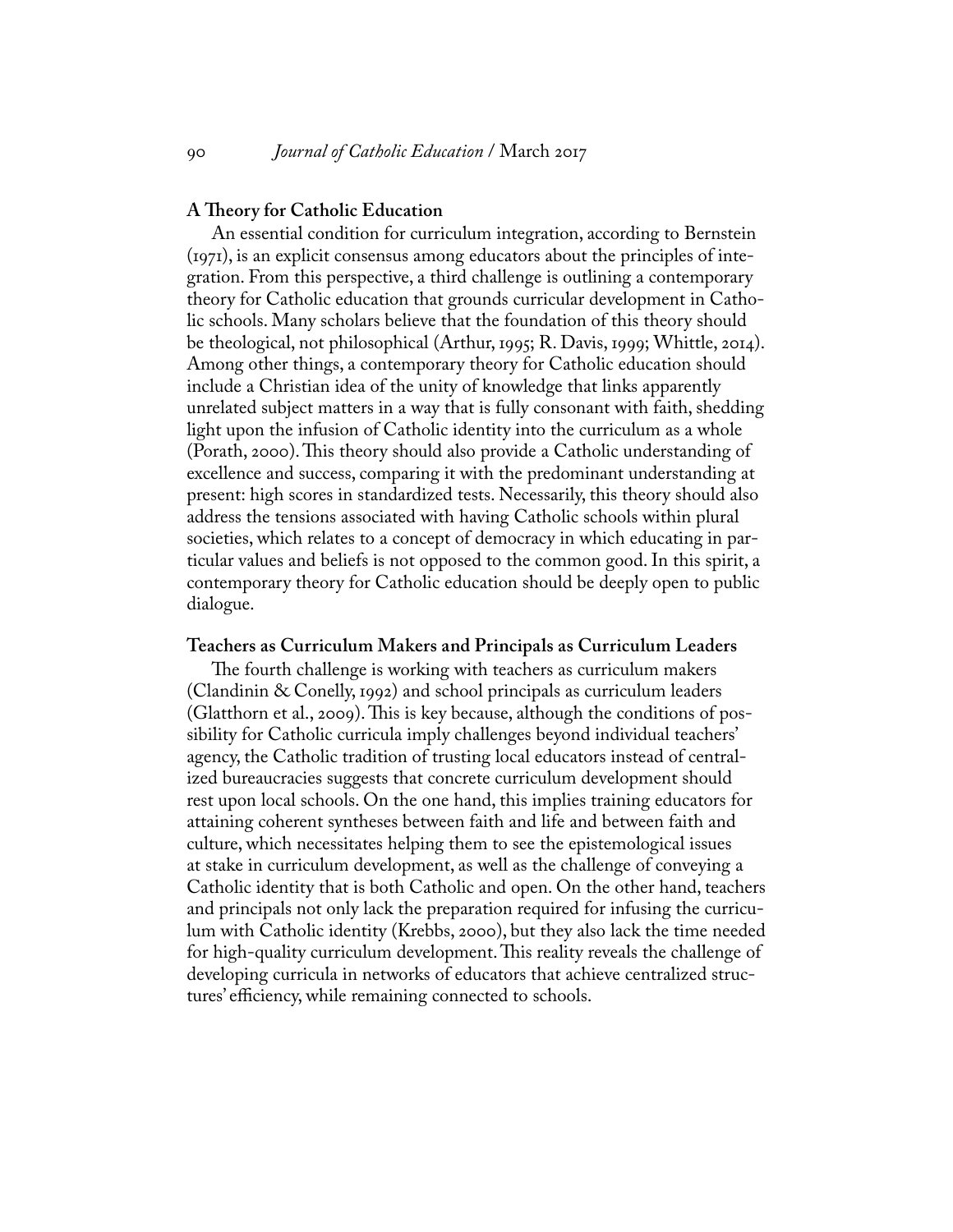### A Theory for Catholic Education

An essential condition for curriculum integration, according to Bernstein (1971), is an explicit consensus among educators about the principles of integration. From this perspective, a third challenge is outlining a contemporary theory for Catholic education that grounds curricular development in Catholic schools. Many scholars believe that the foundation of this theory should be theological, not philosophical (Arthur, 1995; R. Davis, 1999; Whittle, 2014). Among other things, a contemporary theory for Catholic education should include a Christian idea of the unity of knowledge that links apparently unrelated subject matters in a way that is fully consonant with faith, shedding light upon the infusion of Catholic identity into the curriculum as a whole (Porath, 2000). This theory should also provide a Catholic understanding of excellence and success, comparing it with the predominant understanding at present: high scores in standardized tests. Necessarily, this theory should also address the tensions associated with having Catholic schools within plural societies, which relates to a concept of democracy in which educating in particular values and beliefs is not opposed to the common good. In this spirit, a contemporary theory for Catholic education should be deeply open to public dialogue.

### Teachers as Curriculum Makers and Principals as Curriculum Leaders

The fourth challenge is working with teachers as curriculum makers (Clandinin & Conelly, 1992) and school principals as curriculum leaders (Glatthorn et al., 2009). This is key because, although the conditions of possibility for Catholic curricula imply challenges beyond individual teachers' agency, the Catholic tradition of trusting local educators instead of centralized bureaucracies suggests that concrete curriculum development should rest upon local schools. On the one hand, this implies training educators for attaining coherent syntheses between faith and life and between faith and culture, which necessitates helping them to see the epistemological issues at stake in curriculum development, as well as the challenge of conveying a Catholic identity that is both Catholic and open. On the other hand, teachers and principals not only lack the preparation required for infusing the curriculum with Catholic identity (Krebbs, 2000), but they also lack the time needed for high-quality curriculum development. This reality reveals the challenge of developing curricula in networks of educators that achieve centralized structures' efficiency, while remaining connected to schools.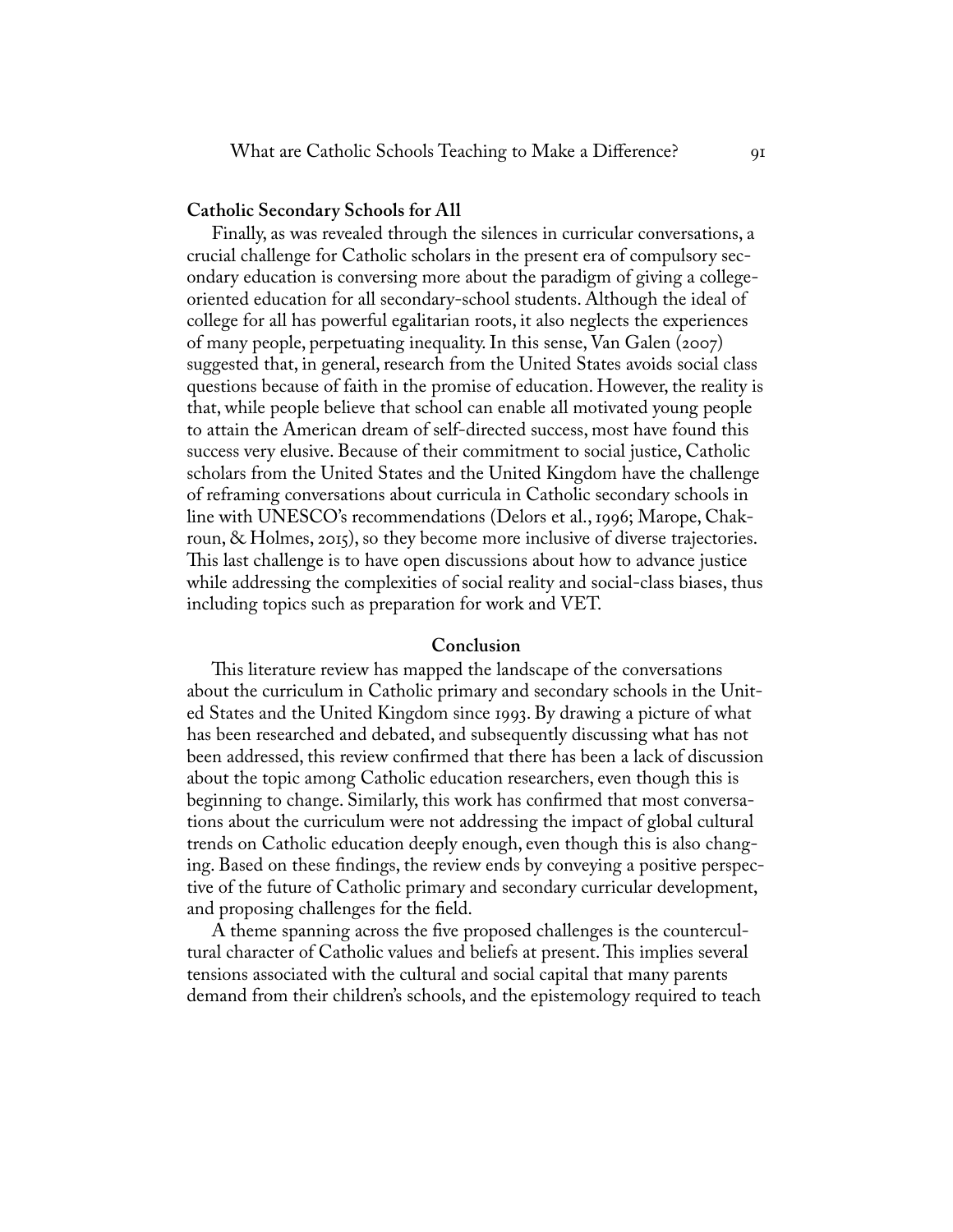**Catholic Secondary Schools for All**

Finally, as was revealed through the silences in curricular conversations, a crucial challenge for Catholic scholars in the present era of compulsory secondary education is conversing more about the paradigm of giving a college-oriented education for all secondary-school students. Although the ideal of college for all has powerful egalitarian roots, it also neglects the experiences of many people, perpetuating inequality. In this sense, Van Galen (2007) suggested that, in general, research from the United States avoids social class questions because of faith in the promise of education. However, the reality is that, while people believe that school can enable all motivated young people to attain the American dream of self-directed success, most have found this success very elusive. Because of their commitment to social justice, Catholic scholars from the United States and the United Kingdom have the challenge of reframing conversations about curricula in Catholic secondary schools in line with UNESCO's recommendations (Delors et al., 1996; Marope, Chakroun, & Holmes, 2015), so they become more inclusive of diverse trajectories. This last challenge is to have open discussions about how to advance justice while addressing the complexities of social reality and social-class biases, thus including topics such as preparation for work and VET.

## Conclusion

This literature review has mapped the landscape of the conversations about the curriculum in Catholic primary and secondary schools in the United States and the United Kingdom since 1993. By drawing a picture of what has been researched and debated, and subsequently discussing what has not been addressed, this review confirmed that there has been a lack of discussion about the topic among Catholic education researchers, even though this is beginning to change. Similarly, this work has confirmed that most conversations about the curriculum were not addressing the impact of global cultural trends on Catholic education deeply enough, even though this is also changing. Based on these findings, the review ends by conveying a positive perspective of the future of Catholic primary and secondary curricular development, and proposing challenges for the field.

A theme spanning across the five proposed challenges is the countercultural character of Catholic values and beliefs at present. This implies several tensions associated with the cultural and social capital that many parents demand from their children's schools, and the epistemology required to teach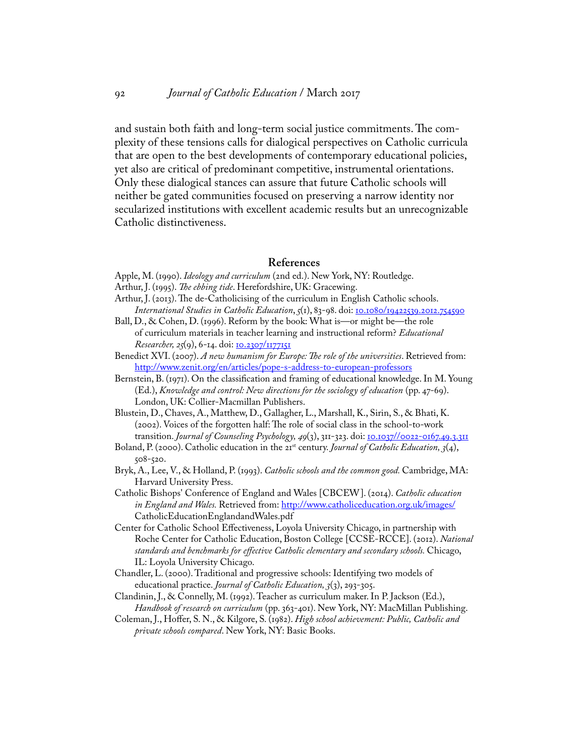and sustain both faith and long-term social justice commitments. The complexity of these tensions calls for dialogical perspectives on Catholic curricula that are open to the best developments of contemporary educational policies, yet also are critical of predominant competitive, instrumental orientations. Only these dialogical stances can assure that future Catholic schools will neither be gated communities focused on preserving a narrow identity nor secularized institutions with excellent academic results but an unrecognizable Catholic distinctiveness.

## References

Apple, M. (1990). *Ideology and curriculum* (2nd ed.). New York, NY: Routledge.

Arthur, J. (1995). *The ebbing tide*. Herefordshire, UK: Gracewing.

Arthur, J. (2013). The de-Catholicising of the curriculum in English Catholic schools. *International Studies in Catholic Education*, *5*(1), 83-98. doi: 10.1080/19422539.2012.754590

Ball, D., & Cohen, D. (1996). Reform by the book: What is—or might be—the role of curriculum materials in teacher learning and instructional reform? *Educational Researcher, 25*(9), 6-14. doi: 10.2307/1177151

Benedict XVI. (2007). *A new humanism for Europe: The role of the universities*. Retrieved from: http://www.zenit.org/en/articles/pope-s-address-to-european-professors

Bernstein, B. (1971). On the classification and framing of educational knowledge. In M. Young (Ed.), *Knowledge and control: New directions for the sociology of education* (pp. 47-69). London, UK: Collier-Macmillan Publishers.

Blustein, D., Chaves, A., Matthew, D., Gallagher, L., Marshall, K., Sirin, S., & Bhati, K. (2002). Voices of the forgotten half: The role of social class in the school-to-work transition. *Journal of Counseling Psychology, 49*(3), 311-323. doi: 10.1037//0022-0167.49.3.311

Boland, P. (2000). Catholic education in the 21st century. *Journal of Catholic Education, 3*(4), 508-520.

Bryk, A., Lee, V., & Holland, P. (1993). *Catholic schools and the common good.* Cambridge, MA: Harvard University Press.

Catholic Bishops' Conference of England and Wales [CBCEW]. (2014). *Catholic education in England and Wales.* Retrieved from: http://www.catholiceducation.org.uk/images/CatholicEducationEnglandandWales.pdf

Center for Catholic School Effectiveness, Loyola University Chicago, in partnership with Roche Center for Catholic Education, Boston College [CCSE-RCCE]. (2012). *National standards and benchmarks for effective Catholic elementary and secondary schools.* Chicago, IL: Loyola University Chicago.

Chandler, L. (2000). Traditional and progressive schools: Identifying two models of educational practice. *Journal of Catholic Education, 3*(3), 293-305.

Clandinin, J., & Connelly, M. (1992). Teacher as curriculum maker. In P. Jackson (Ed.), *Handbook of research on curriculum* (pp. 363-401). New York, NY: MacMillan Publishing.

Coleman, J., Hoffer, S. N., & Kilgore, S. (1982). *High school achievement: Public, Catholic and private schools compared*. New York, NY: Basic Books.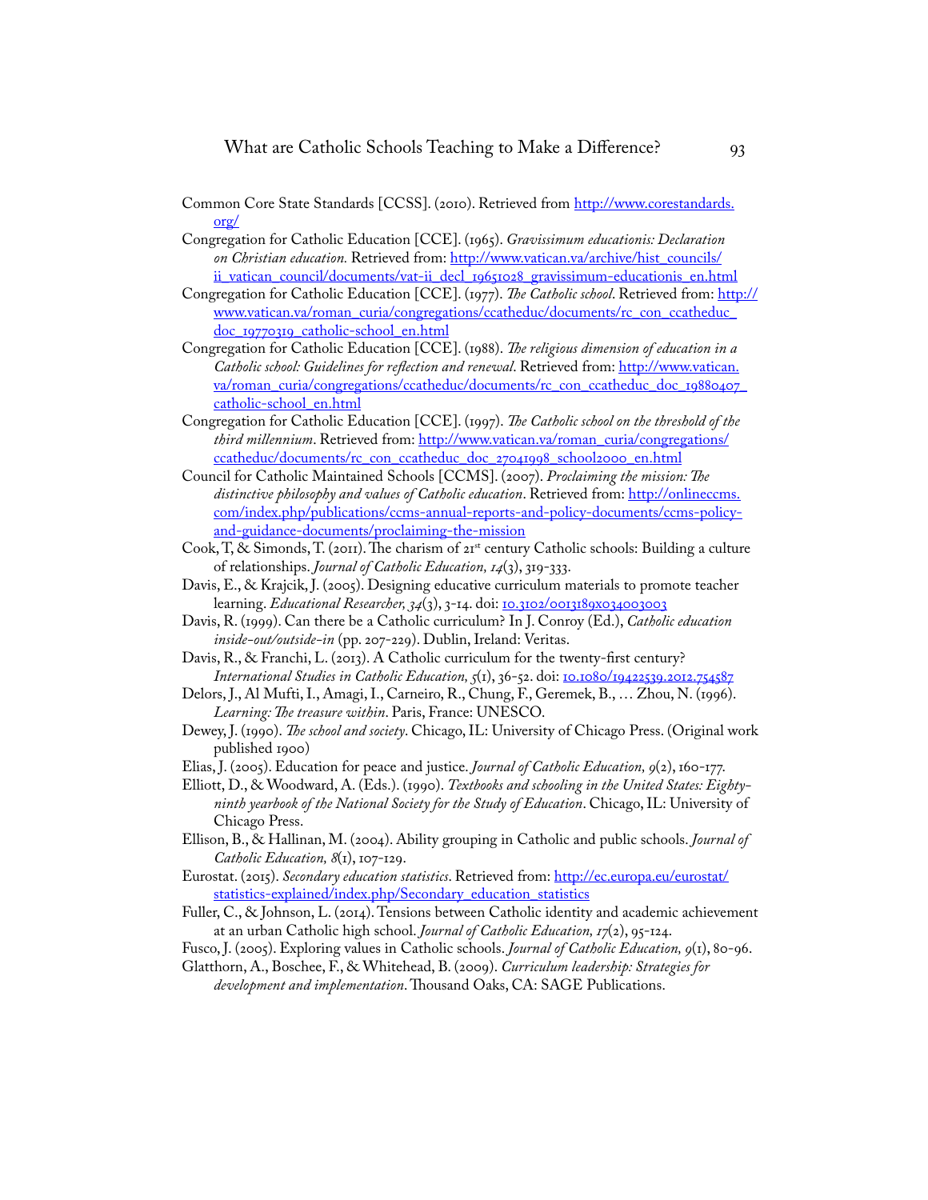Common Core State Standards [CCSS]. (2010). Retrieved from http://www.corestandards.org/

Congregation for Catholic Education [CCE]. (1965). *Gravissimum educationis: Declaration on Christian education.* Retrieved from: http://www.vatican.va/archive/hist_councils/ii_vatican_council/documents/vat-ii_decl_19651028_gravissimum-educationis_en.html

Congregation for Catholic Education [CCE]. (1977). *The Catholic school*. Retrieved from: http://www.vatican.va/roman_curia/congregations/ccatheduc/documents/rc_con_ccatheduc_doc_19770319_catholic-school_en.html

Congregation for Catholic Education [CCE]. (1988). *The religious dimension of education in a Catholic school: Guidelines for reflection and renewal*. Retrieved from: http://www.vatican.va/roman_curia/congregations/ccatheduc/documents/rc_con_ccatheduc_doc_19880407_catholic-school_en.html

Congregation for Catholic Education [CCE]. (1997). *The Catholic school on the threshold of the third millennium*. Retrieved from: http://www.vatican.va/roman_curia/congregations/ccatheduc/documents/rc_con_ccatheduc_doc_27041998_school2000_en.html

Council for Catholic Maintained Schools [CCMS]. (2007). *Proclaiming the mission: The distinctive philosophy and values of Catholic education*. Retrieved from: http://onlineccms.com/index.php/publications/ccms-annual-reports-and-policy-documents/ccms-policy-and-guidance-documents/proclaiming-the-mission

Cook, T, & Simonds, T. (2011). The charism of 21st century Catholic schools: Building a culture of relationships. *Journal of Catholic Education, 14*(3), 319-333.

Davis, E., & Krajcik, J. (2005). Designing educative curriculum materials to promote teacher learning. *Educational Researcher, 34*(3), 3-14. doi: 10.3102/0013189x034003003

Davis, R. (1999). Can there be a Catholic curriculum? In J. Conroy (Ed.), *Catholic education inside-out/outside-in* (pp. 207-229). Dublin, Ireland: Veritas.

Davis, R., & Franchi, L. (2013). A Catholic curriculum for the twenty-first century? *International Studies in Catholic Education, 5*(1), 36-52. doi: 10.1080/19422539.2012.754587

Delors, J., Al Mufti, I., Amagi, I., Carneiro, R., Chung, F., Geremek, B., … Zhou, N. (1996). *Learning: The treasure within*. Paris, France: UNESCO.

Dewey, J. (1990). *The school and society*. Chicago, IL: University of Chicago Press. (Original work published 1900)

Elias, J. (2005). Education for peace and justice. *Journal of Catholic Education, 9*(2), 160-177.

Elliott, D., & Woodward, A. (Eds.). (1990). *Textbooks and schooling in the United States: Eighty-ninth yearbook of the National Society for the Study of Education*. Chicago, IL: University of Chicago Press.

Ellison, B., & Hallinan, M. (2004). Ability grouping in Catholic and public schools. *Journal of Catholic Education, 8*(1), 107-129.

Eurostat. (2015). *Secondary education statistics*. Retrieved from: http://ec.europa.eu/eurostat/statistics-explained/index.php/Secondary_education_statistics

Fuller, C., & Johnson, L. (2014). Tensions between Catholic identity and academic achievement at an urban Catholic high school. *Journal of Catholic Education, 17*(2), 95-124.

Fusco, J. (2005). Exploring values in Catholic schools. *Journal of Catholic Education, 9*(1), 80-96.

Glatthorn, A., Boschee, F., & Whitehead, B. (2009). *Curriculum leadership: Strategies for development and implementation*. Thousand Oaks, CA: SAGE Publications.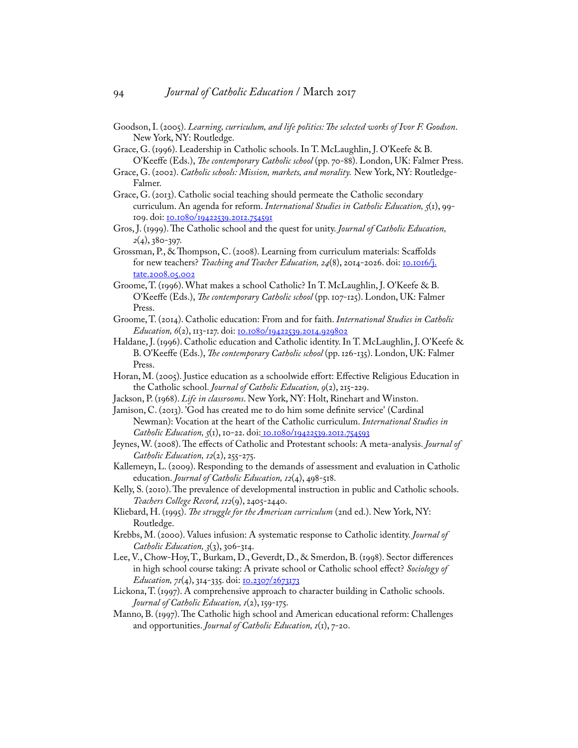Goodson, I. (2005). *Learning, curriculum, and life politics: The selected works of Ivor F. Goodson*. New York, NY: Routledge.

Grace, G. (1996). Leadership in Catholic schools. In T. McLaughlin, J. O'Keefe & B. O'Keeffe (Eds.), *The contemporary Catholic school* (pp. 70-88). London, UK: Falmer Press.

Grace, G. (2002). *Catholic schools: Mission, markets, and morality.* New York, NY: Routledge-Falmer.

Grace, G. (2013). Catholic social teaching should permeate the Catholic secondary curriculum. An agenda for reform. *International Studies in Catholic Education, 5*(1), 99-109. doi: 10.1080/19422539.2012.754591

Gros, J. (1999). The Catholic school and the quest for unity. *Journal of Catholic Education, 2*(4), 380-397.

Grossman, P., & Thompson, C. (2008). Learning from curriculum materials: Scaffolds for new teachers? *Teaching and Teacher Education, 24*(8), 2014-2026. doi: 10.1016/j.tate.2008.05.002

Groome, T. (1996). What makes a school Catholic? In T. McLaughlin, J. O'Keefe & B. O'Keeffe (Eds.), *The contemporary Catholic school* (pp. 107-125). London, UK: Falmer Press.

Groome, T. (2014). Catholic education: From and for faith. *International Studies in Catholic Education, 6*(2), 113-127. doi: 10.1080/19422539.2014.929802

Haldane, J. (1996). Catholic education and Catholic identity. In T. McLaughlin, J. O'Keefe & B. O'Keeffe (Eds.), *The contemporary Catholic school* (pp. 126-135). London, UK: Falmer Press.

Horan, M. (2005). Justice education as a schoolwide effort: Effective Religious Education in the Catholic school. *Journal of Catholic Education, 9*(2), 215-229.

Jackson, P. (1968). *Life in classrooms*. New York, NY: Holt, Rinehart and Winston.

Jamison, C. (2013). 'God has created me to do him some definite service' (Cardinal Newman): Vocation at the heart of the Catholic curriculum. *International Studies in Catholic Education, 5*(1), 10-22. doi: 10.1080/19422539.2012.754593

Jeynes, W. (2008). The effects of Catholic and Protestant schools: A meta-analysis. *Journal of Catholic Education, 12*(2), 255-275.

Kallemeyn, L. (2009). Responding to the demands of assessment and evaluation in Catholic education. *Journal of Catholic Education, 12*(4), 498-518.

Kelly, S. (2010). The prevalence of developmental instruction in public and Catholic schools. *Teachers College Record, 112*(9), 2405-2440.

Kliebard, H. (1995). *The struggle for the American curriculum* (2nd ed.). New York, NY: Routledge.

Krebbs, M. (2000). Values infusion: A systematic response to Catholic identity. *Journal of Catholic Education, 3*(3), 306-314.

Lee, V., Chow-Hoy, T., Burkam, D., Geverdt, D., & Smerdon, B. (1998). Sector differences in high school course taking: A private school or Catholic school effect? *Sociology of Education, 71*(4), 314-335. doi: 10.2307/2673173

Lickona, T. (1997). A comprehensive approach to character building in Catholic schools. *Journal of Catholic Education, 1*(2), 159-175.

Manno, B. (1997). The Catholic high school and American educational reform: Challenges and opportunities. *Journal of Catholic Education, 1*(1), 7-20.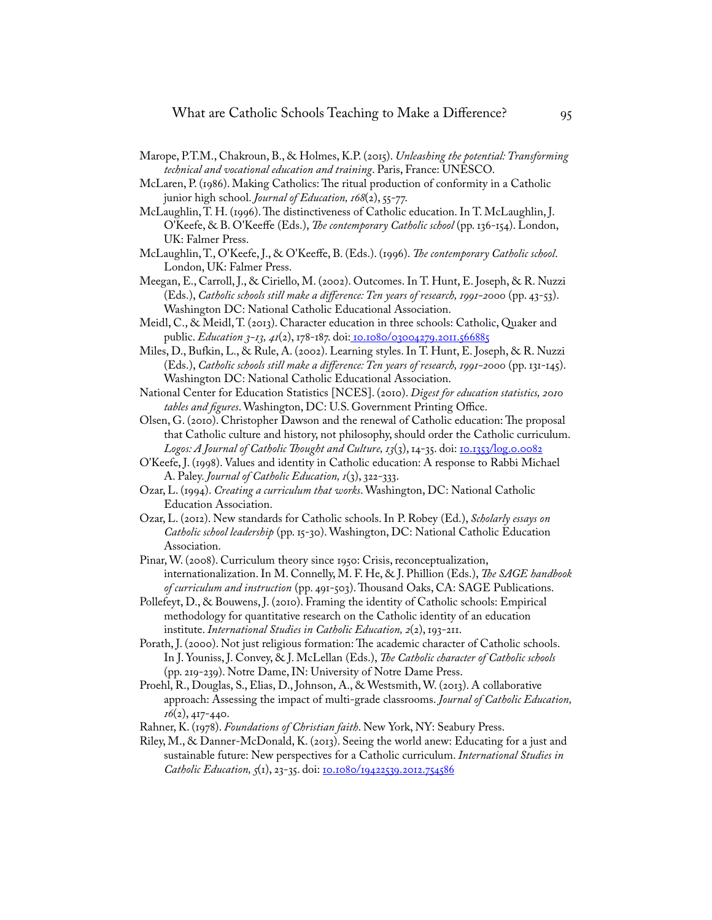Marope, P.T.M., Chakroun, B., & Holmes, K.P. (2015). *Unleashing the potential: Transforming technical and vocational education and training*. Paris, France: UNESCO.

McLaren, P. (1986). Making Catholics: The ritual production of conformity in a Catholic junior high school. *Journal of Education, 168*(2), 55-77.

McLaughlin, T. H. (1996). The distinctiveness of Catholic education. In T. McLaughlin, J. O'Keefe, & B. O'Keeffe (Eds.), *The contemporary Catholic school* (pp. 136-154). London, UK: Falmer Press.

McLaughlin, T., O'Keefe, J., & O'Keeffe, B. (Eds.). (1996). *The contemporary Catholic school*. London, UK: Falmer Press.

Meegan, E., Carroll, J., & Ciriello, M. (2002). Outcomes. In T. Hunt, E. Joseph, & R. Nuzzi (Eds.), *Catholic schools still make a difference: Ten years of research, 1991-2000* (pp. 43-53). Washington DC: National Catholic Educational Association.

Meidl, C., & Meidl, T. (2013). Character education in three schools: Catholic, Quaker and public. *Education 3-13, 41*(2), 178-187. doi: 10.1080/03004279.2011.566885

Miles, D., Bufkin, L., & Rule, A. (2002). Learning styles. In T. Hunt, E. Joseph, & R. Nuzzi (Eds.), *Catholic schools still make a difference: Ten years of research, 1991-2000* (pp. 131-145). Washington DC: National Catholic Educational Association.

National Center for Education Statistics [NCES]. (2010). *Digest for education statistics, 2010 tables and figures*. Washington, DC: U.S. Government Printing Office.

Olsen, G. (2010). Christopher Dawson and the renewal of Catholic education: The proposal that Catholic culture and history, not philosophy, should order the Catholic curriculum. *Logos: A Journal of Catholic Thought and Culture, 13*(3), 14-35. doi: 10.1353/log.0.0082

O'Keefe, J. (1998). Values and identity in Catholic education: A response to Rabbi Michael A. Paley. *Journal of Catholic Education, 1*(3), 322-333.

Ozar, L. (1994). *Creating a curriculum that works*. Washington, DC: National Catholic Education Association.

Ozar, L. (2012). New standards for Catholic schools. In P. Robey (Ed.), *Scholarly essays on Catholic school leadership* (pp. 15-30). Washington, DC: National Catholic Education Association.

Pinar, W. (2008). Curriculum theory since 1950: Crisis, reconceptualization, internationalization. In M. Connelly, M. F. He, & J. Phillion (Eds.), *The SAGE handbook of curriculum and instruction* (pp. 491-503). Thousand Oaks, CA: SAGE Publications.

Pollefeyt, D., & Bouwens, J. (2010). Framing the identity of Catholic schools: Empirical methodology for quantitative research on the Catholic identity of an education institute. *International Studies in Catholic Education, 2*(2), 193-211.

Porath, J. (2000). Not just religious formation: The academic character of Catholic schools. In J. Youniss, J. Convey, & J. McLellan (Eds.), *The Catholic character of Catholic schools* (pp. 219-239). Notre Dame, IN: University of Notre Dame Press.

Proehl, R., Douglas, S., Elias, D., Johnson, A., & Westsmith, W. (2013). A collaborative approach: Assessing the impact of multi-grade classrooms. *Journal of Catholic Education, 16*(2), 417-440.

Rahner, K. (1978). *Foundations of Christian faith*. New York, NY: Seabury Press.

Riley, M., & Danner-McDonald, K. (2013). Seeing the world anew: Educating for a just and sustainable future: New perspectives for a Catholic curriculum. *International Studies in Catholic Education, 5*(1), 23-35. doi: 10.1080/19422539.2012.754586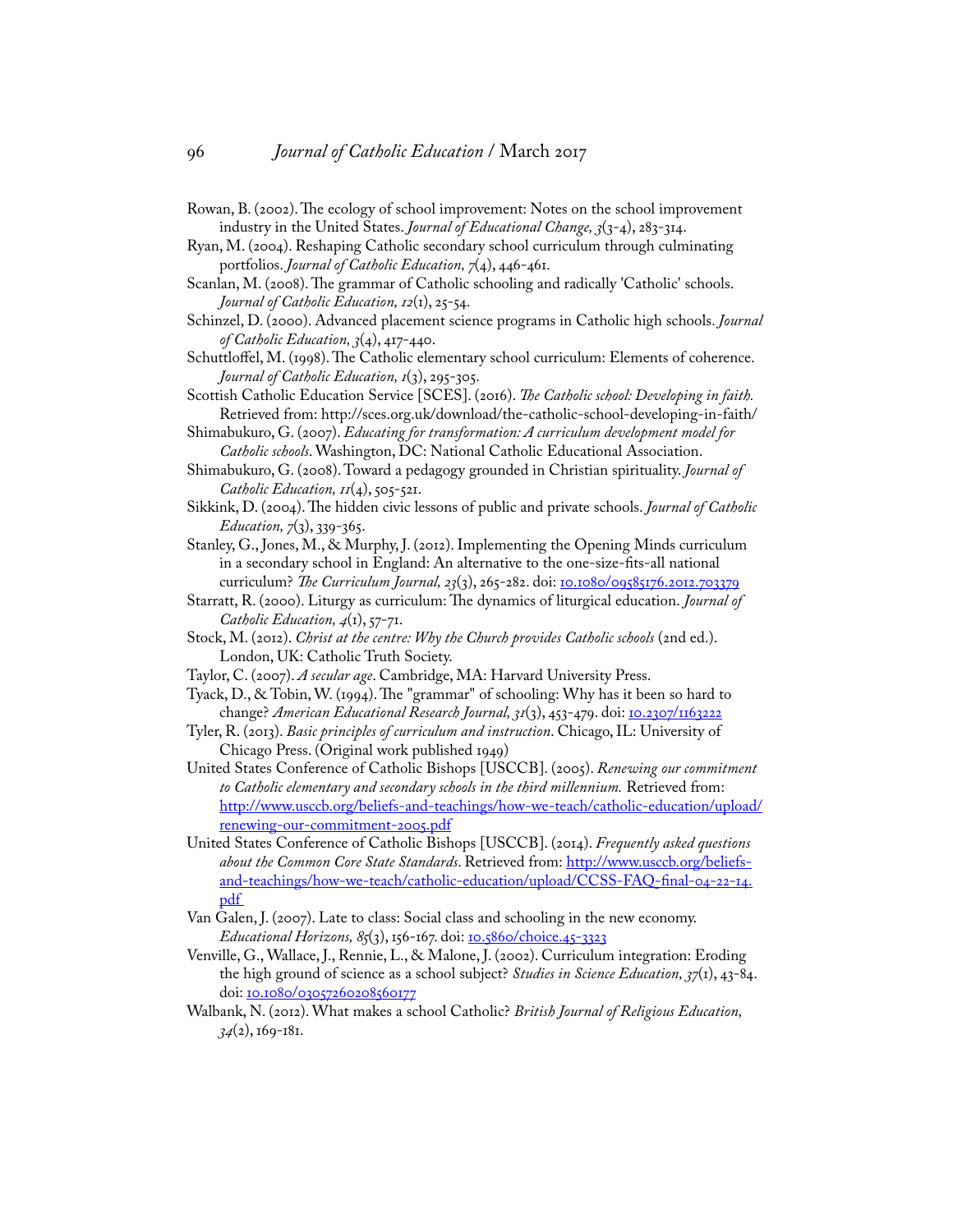Rowan, B. (2002). The ecology of school improvement: Notes on the school improvement industry in the United States. *Journal of Educational Change, 3*(3-4), 283-314.

Ryan, M. (2004). Reshaping Catholic secondary school curriculum through culminating portfolios. *Journal of Catholic Education, 7*(4), 446-461.

Scanlan, M. (2008). The grammar of Catholic schooling and radically 'Catholic' schools. *Journal of Catholic Education, 12*(1), 25-54.

Schinzel, D. (2000). Advanced placement science programs in Catholic high schools. *Journal of Catholic Education, 3*(4), 417-440.

Schuttloffel, M. (1998). The Catholic elementary school curriculum: Elements of coherence. *Journal of Catholic Education, 1*(3), 295-305.

Scottish Catholic Education Service [SCES]. (2016). *The Catholic school: Developing in faith.* Retrieved from: http://sces.org.uk/download/the-catholic-school-developing-in-faith/

Shimabukuro, G. (2007). *Educating for transformation: A curriculum development model for Catholic schools*. Washington, DC: National Catholic Educational Association.

Shimabukuro, G. (2008). Toward a pedagogy grounded in Christian spirituality. *Journal of Catholic Education, 11*(4), 505-521.

Sikkink, D. (2004). The hidden civic lessons of public and private schools. *Journal of Catholic Education, 7*(3), 339-365.

Stanley, G., Jones, M., & Murphy, J. (2012). Implementing the Opening Minds curriculum in a secondary school in England: An alternative to the one-size-fits-all national curriculum? *The Curriculum Journal, 23*(3), 265-282. doi: 10.1080/09585176.2012.703379

Starratt, R. (2000). Liturgy as curriculum: The dynamics of liturgical education. *Journal of Catholic Education, 4*(1), 57-71.

Stock, M. (2012). *Christ at the centre: Why the Church provides Catholic schools* (2nd ed.). London, UK: Catholic Truth Society.

Taylor, C. (2007). *A secular age*. Cambridge, MA: Harvard University Press.

Tyack, D., & Tobin, W. (1994). The "grammar" of schooling: Why has it been so hard to change? *American Educational Research Journal, 31*(3), 453-479. doi: 10.2307/1163222

Tyler, R. (2013). *Basic principles of curriculum and instruction*. Chicago, IL: University of Chicago Press. (Original work published 1949)

United States Conference of Catholic Bishops [USCCB]. (2005). *Renewing our commitment to Catholic elementary and secondary schools in the third millennium.* Retrieved from: http://www.usccb.org/beliefs-and-teachings/how-we-teach/catholic-education/upload/renewing-our-commitment-2005.pdf

United States Conference of Catholic Bishops [USCCB]. (2014). *Frequently asked questions about the Common Core State Standards*. Retrieved from: http://www.usccb.org/beliefs-and-teachings/how-we-teach/catholic-education/upload/CCSS-FAQ-final-04-22-14.pdf

Van Galen, J. (2007). Late to class: Social class and schooling in the new economy. *Educational Horizons, 85*(3), 156-167. doi: 10.5860/choice.45-3323

Venville, G., Wallace, J., Rennie, L., & Malone, J. (2002). Curriculum integration: Eroding the high ground of science as a school subject? *Studies in Science Education, 37*(1), 43-84. doi: 10.1080/03057260208560177

Walbank, N. (2012). What makes a school Catholic? *British Journal of Religious Education, 34*(2), 169-181.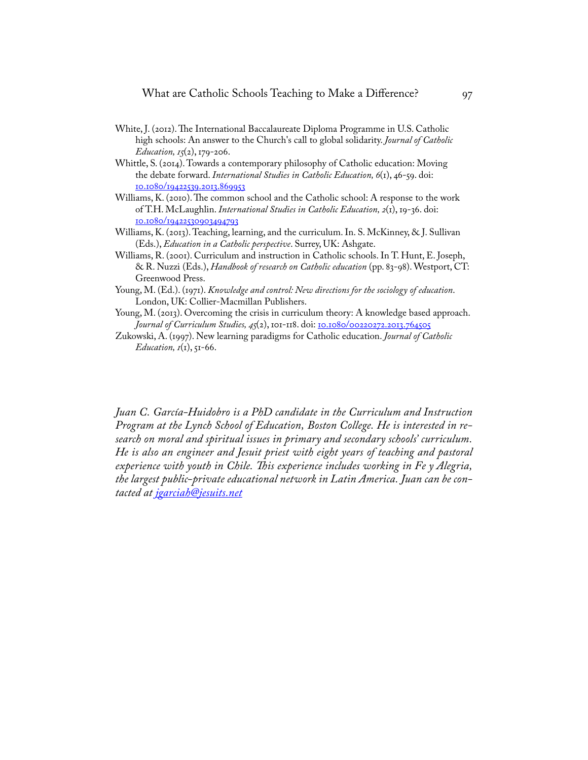White, J. (2012). The International Baccalaureate Diploma Programme in U.S. Catholic high schools: An answer to the Church's call to global solidarity. *Journal of Catholic Education, 15*(2), 179-206.

Whittle, S. (2014). Towards a contemporary philosophy of Catholic education: Moving the debate forward. *International Studies in Catholic Education, 6*(1), 46-59. doi: 10.1080/19422539.2013.869953

Williams, K. (2010). The common school and the Catholic school: A response to the work of T.H. McLaughlin. *International Studies in Catholic Education, 2*(1), 19-36. doi: 10.1080/19422530903494793

Williams, K. (2013). Teaching, learning, and the curriculum. In. S. McKinney, & J. Sullivan (Eds.), *Education in a Catholic perspective*. Surrey, UK: Ashgate.

Williams, R. (2001). Curriculum and instruction in Catholic schools. In T. Hunt, E. Joseph, & R. Nuzzi (Eds.), *Handbook of research on Catholic education* (pp. 83-98). Westport, CT: Greenwood Press.

Young, M. (Ed.). (1971). *Knowledge and control: New directions for the sociology of education*. London, UK: Collier-Macmillan Publishers.

Young, M. (2013). Overcoming the crisis in curriculum theory: A knowledge based approach. *Journal of Curriculum Studies, 45*(2), 101-118. doi: 10.1080/00220272.2013.764505

Zukowski, A. (1997). New learning paradigms for Catholic education. *Journal of Catholic Education, 1*(1), 51-66.

*Juan C. García-Huidobro is a PhD candidate in the Curriculum and Instruction Program at the Lynch School of Education, Boston College. He is interested in research on moral and spiritual issues in primary and secondary schools' curriculum. He is also an engineer and Jesuit priest with eight years of teaching and pastoral experience with youth in Chile. This experience includes working in Fe y Alegria, the largest public-private educational network in Latin America. Juan can be contacted at jgarciah@jesuits.net*